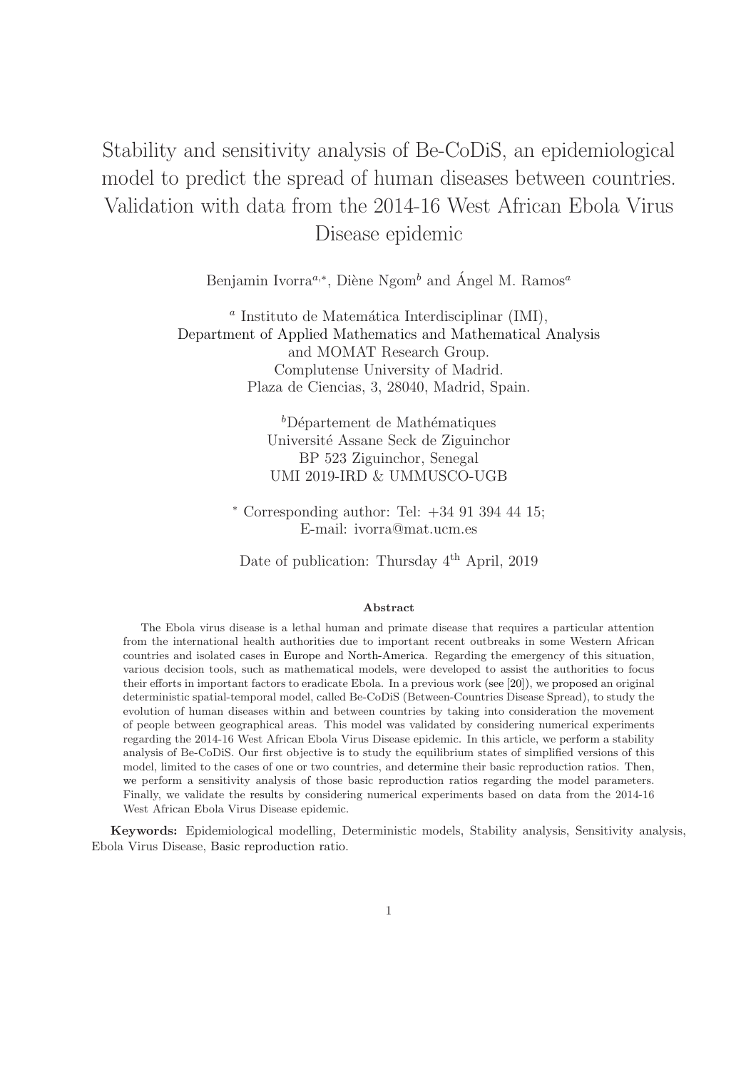# Stability and sensitivity analysis of Be-CoDiS, an epidemiological model to predict the spread of human diseases between countries. Validation with data from the 2014-16 West African Ebola Virus Disease epidemic

Benjamin Ivorra[a,*], Diène Ngom[b] and Ángel M. Ramos[a]

[a] Instituto de Matemática Interdisciplinar (IMI),
Department of Applied Mathematics and Mathematical Analysis
and MOMAT Research Group.
Complutense University of Madrid.
Plaza de Ciencias, 3, 28040, Madrid, Spain.

[b]Département de Mathématiques
Université Assane Seck de Ziguinchor
BP 523 Ziguinchor, Senegal
UMI 2019-IRD & UMMUSCO-UGB

[*] Corresponding author: Tel: +34 91 394 44 15;
E-mail: ivorra@mat.ucm.es

Date of publication: Thursday 4th April, 2019

## Abstract

The Ebola virus disease is a lethal human and primate disease that requires a particular attention from the international health authorities due to important recent outbreaks in some Western African countries and isolated cases in Europe and North-America. Regarding the emergency of this situation, various decision tools, such as mathematical models, were developed to assist the authorities to focus their efforts in important factors to eradicate Ebola. In a previous work (see [20]), we proposed an original deterministic spatial-temporal model, called Be-CoDiS (Between-Countries Disease Spread), to study the evolution of human diseases within and between countries by taking into consideration the movement of people between geographical areas. This model was validated by considering numerical experiments regarding the 2014-16 West African Ebola Virus Disease epidemic. In this article, we perform a stability analysis of Be-CoDiS. Our first objective is to study the equilibrium states of simplified versions of this model, limited to the cases of one or two countries, and determine their basic reproduction ratios. Then, we perform a sensitivity analysis of those basic reproduction ratios regarding the model parameters. Finally, we validate the results by considering numerical experiments based on data from the 2014-16 West African Ebola Virus Disease epidemic.

**Keywords:** Epidemiological modelling, Deterministic models, Stability analysis, Sensitivity analysis, Ebola Virus Disease, Basic reproduction ratio.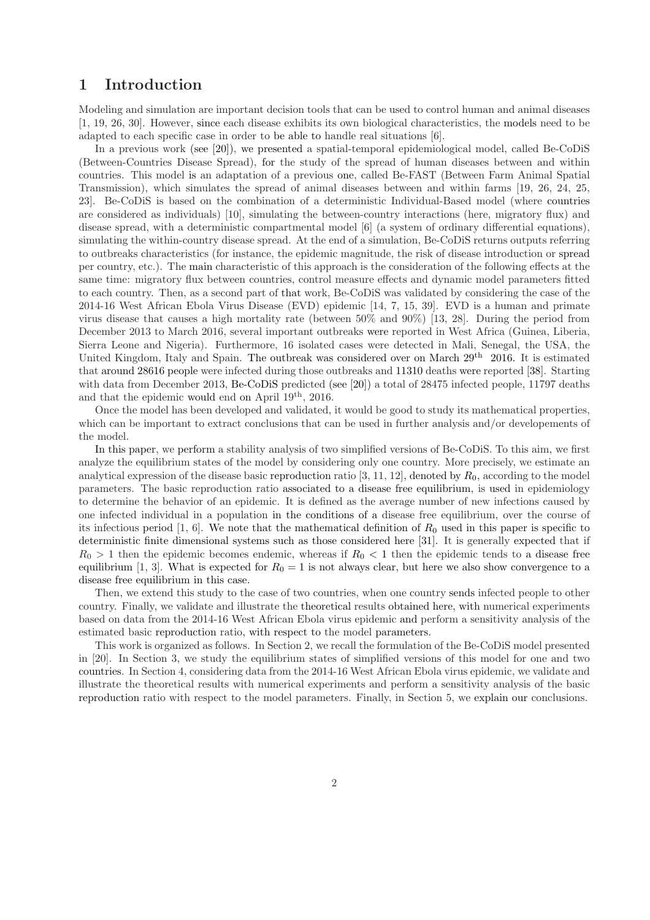# 1 Introduction

Modeling and simulation are important decision tools that can be used to control human and animal diseases [1, 19, 26, 30]. However, since each disease exhibits its own biological characteristics, the models need to be adapted to each specific case in order to be able to handle real situations [6].

In a previous work (see [20]), we presented a spatial-temporal epidemiological model, called Be-CoDiS (Between-Countries Disease Spread), for the study of the spread of human diseases between and within countries. This model is an adaptation of a previous one, called Be-FAST (Between Farm Animal Spatial Transmission), which simulates the spread of animal diseases between and within farms [19, 26, 24, 25, 23]. Be-CoDiS is based on the combination of a deterministic Individual-Based model (where countries are considered as individuals) [10], simulating the between-country interactions (here, migratory flux) and disease spread, with a deterministic compartmental model [6] (a system of ordinary differential equations), simulating the within-country disease spread. At the end of a simulation, Be-CoDiS returns outputs referring to outbreaks characteristics (for instance, the epidemic magnitude, the risk of disease introduction or spread per country, etc.). The main characteristic of this approach is the consideration of the following effects at the same time: migratory flux between countries, control measure effects and dynamic model parameters fitted to each country. Then, as a second part of that work, Be-CoDiS was validated by considering the case of the 2014-16 West African Ebola Virus Disease (EVD) epidemic [14, 7, 15, 39]. EVD is a human and primate virus disease that causes a high mortality rate (between 50% and 90%) [13, 28]. During the period from December 2013 to March 2016, several important outbreaks were reported in West Africa (Guinea, Liberia, Sierra Leone and Nigeria). Furthermore, 16 isolated cases were detected in Mali, Senegal, the USA, the United Kingdom, Italy and Spain. The outbreak was considered over on March 29$^{\text{th}}$ 2016. It is estimated that around 28616 people were infected during those outbreaks and 11310 deaths were reported [38]. Starting with data from December 2013, Be-CoDiS predicted (see [20]) a total of 28475 infected people, 11797 deaths and that the epidemic would end on April 19$^{\text{th}}$, 2016.

Once the model has been developed and validated, it would be good to study its mathematical properties, which can be important to extract conclusions that can be used in further analysis and/or developements of the model.

In this paper, we perform a stability analysis of two simplified versions of Be-CoDiS. To this aim, we first analyze the equilibrium states of the model by considering only one country. More precisely, we estimate an analytical expression of the disease basic reproduction ratio [3, 11, 12], denoted by $R_0$, according to the model parameters. The basic reproduction ratio associated to a disease free equilibrium, is used in epidemiology to determine the behavior of an epidemic. It is defined as the average number of new infections caused by one infected individual in a population in the conditions of a disease free equilibrium, over the course of its infectious period [1, 6]. We note that the mathematical definition of $R_0$ used in this paper is specific to deterministic finite dimensional systems such as those considered here [31]. It is generally expected that if $R_0 > 1$ then the epidemic becomes endemic, whereas if $R_0 < 1$ then the epidemic tends to a disease free equilibrium [1, 3]. What is expected for $R_0 = 1$ is not always clear, but here we also show convergence to a disease free equilibrium in this case.

Then, we extend this study to the case of two countries, when one country sends infected people to other country. Finally, we validate and illustrate the theoretical results obtained here, with numerical experiments based on data from the 2014-16 West African Ebola virus epidemic and perform a sensitivity analysis of the estimated basic reproduction ratio, with respect to the model parameters.

This work is organized as follows. In Section 2, we recall the formulation of the Be-CoDiS model presented in [20]. In Section 3, we study the equilibrium states of simplified versions of this model for one and two countries. In Section 4, considering data from the 2014-16 West African Ebola virus epidemic, we validate and illustrate the theoretical results with numerical experiments and perform a sensitivity analysis of the basic reproduction ratio with respect to the model parameters. Finally, in Section 5, we explain our conclusions.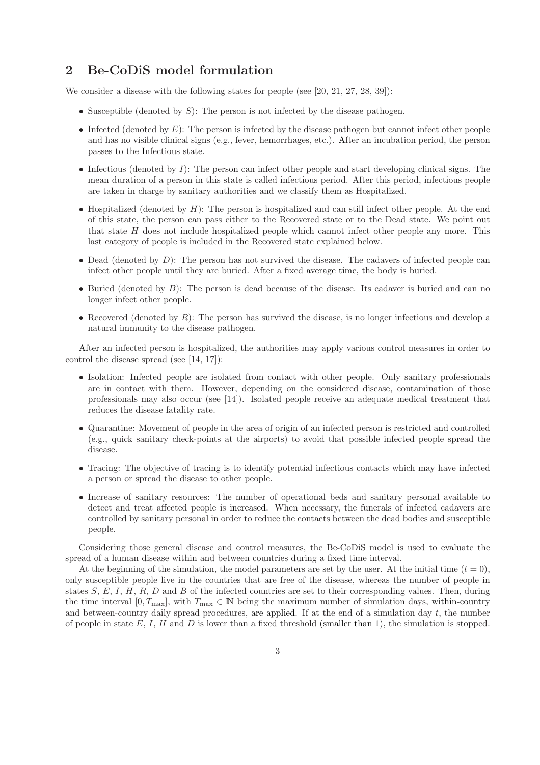## 2 Be-CoDiS model formulation

We consider a disease with the following states for people (see [20, 21, 27, 28, 39]):

- Susceptible (denoted by $S$): The person is not infected by the disease pathogen.
- Infected (denoted by $E$): The person is infected by the disease pathogen but cannot infect other people and has no visible clinical signs (e.g., fever, hemorrhages, etc.). After an incubation period, the person passes to the Infectious state.
- Infectious (denoted by $I$): The person can infect other people and start developing clinical signs. The mean duration of a person in this state is called infectious period. After this period, infectious people are taken in charge by sanitary authorities and we classify them as Hospitalized.
- Hospitalized (denoted by $H$): The person is hospitalized and can still infect other people. At the end of this state, the person can pass either to the Recovered state or to the Dead state. We point out that state $H$ does not include hospitalized people which cannot infect other people any more. This last category of people is included in the Recovered state explained below.
- Dead (denoted by $D$): The person has not survived the disease. The cadavers of infected people can infect other people until they are buried. After a fixed average time, the body is buried.
- Buried (denoted by $B$): The person is dead because of the disease. Its cadaver is buried and can no longer infect other people.
- Recovered (denoted by $R$): The person has survived the disease, is no longer infectious and develop a natural immunity to the disease pathogen.

After an infected person is hospitalized, the authorities may apply various control measures in order to control the disease spread (see [14, 17]):

- Isolation: Infected people are isolated from contact with other people. Only sanitary professionals are in contact with them. However, depending on the considered disease, contamination of those professionals may also occur (see [14]). Isolated people receive an adequate medical treatment that reduces the disease fatality rate.
- Quarantine: Movement of people in the area of origin of an infected person is restricted and controlled (e.g., quick sanitary check-points at the airports) to avoid that possible infected people spread the disease.
- Tracing: The objective of tracing is to identify potential infectious contacts which may have infected a person or spread the disease to other people.
- Increase of sanitary resources: The number of operational beds and sanitary personal available to detect and treat affected people is increased. When necessary, the funerals of infected cadavers are controlled by sanitary personal in order to reduce the contacts between the dead bodies and susceptible people.

Considering those general disease and control measures, the Be-CoDiS model is used to evaluate the spread of a human disease within and between countries during a fixed time interval.

At the beginning of the simulation, the model parameters are set by the user. At the initial time ($t = 0$), only susceptible people live in the countries that are free of the disease, whereas the number of people in states $S$, $E$, $I$, $H$, $R$, $D$ and $B$ of the infected countries are set to their corresponding values. Then, during the time interval $[0, T_{\max}]$, with $T_{\max} \in \mathbb{N}$ being the maximum number of simulation days, within-country and between-country daily spread procedures, are applied. If at the end of a simulation day $t$, the number of people in state $E$, $I$, $H$ and $D$ is lower than a fixed threshold (smaller than 1), the simulation is stopped.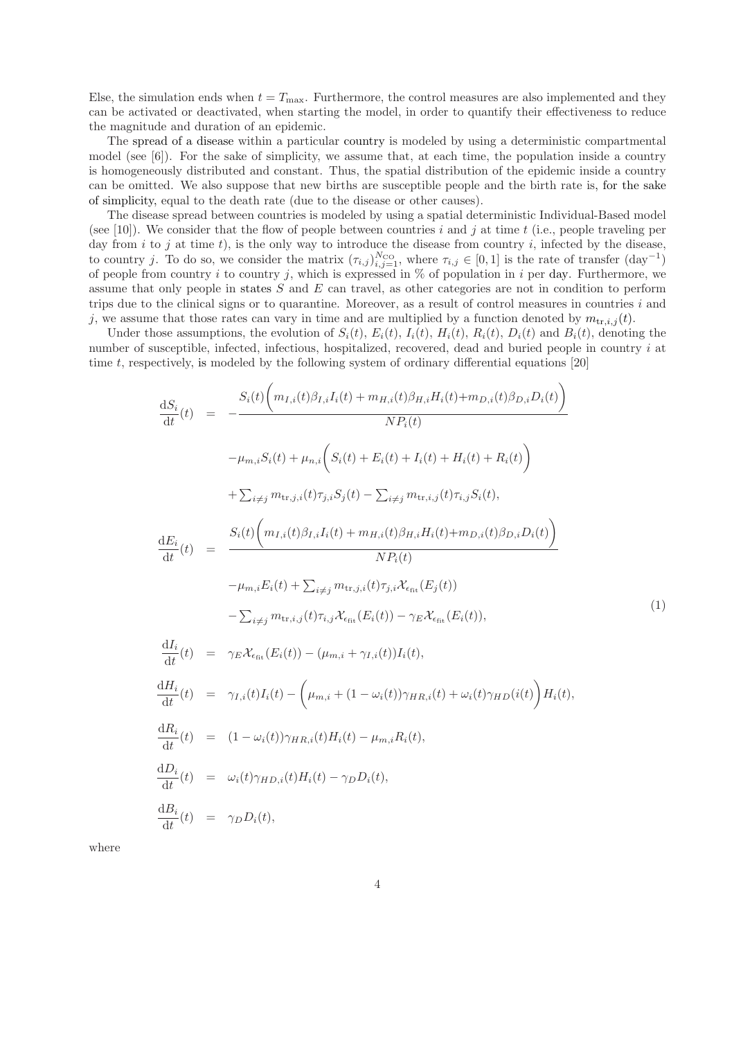Else, the simulation ends when $t = T_{\max}$. Furthermore, the control measures are also implemented and they can be activated or deactivated, when starting the model, in order to quantify their effectiveness to reduce the magnitude and duration of an epidemic.

The spread of a disease within a particular country is modeled by using a deterministic compartmental model (see [6]). For the sake of simplicity, we assume that, at each time, the population inside a country is homogeneously distributed and constant. Thus, the spatial distribution of the epidemic inside a country can be omitted. We also suppose that new births are susceptible people and the birth rate is, for the sake of simplicity, equal to the death rate (due to the disease or other causes).

The disease spread between countries is modeled by using a spatial deterministic Individual-Based model (see [10]). We consider that the flow of people between countries $i$ and $j$ at time $t$ (i.e., people traveling per day from $i$ to $j$ at time $t$), is the only way to introduce the disease from country $i$, infected by the disease, to country $j$. To do so, we consider the matrix $(\tau_{i,j})_{i,j=1}^{N_{\mathrm{CO}}}$, where $\tau_{i,j} \in [0,1]$ is the rate of transfer (day$^{-1}$) of people from country $i$ to country $j$, which is expressed in % of population in $i$ per day. Furthermore, we assume that only people in states $S$ and $E$ can travel, as other categories are not in condition to perform trips due to the clinical signs or to quarantine. Moreover, as a result of control measures in countries $i$ and $j$, we assume that those rates can vary in time and are multiplied by a function denoted by $m_{\mathrm{tr},i,j}(t)$.

Under those assumptions, the evolution of $S_i(t)$, $E_i(t)$, $I_i(t)$, $H_i(t)$, $R_i(t)$, $D_i(t)$ and $B_i(t)$, denoting the number of susceptible, infected, infectious, hospitalized, recovered, dead and buried people in country $i$ at time $t$, respectively, is modeled by the following system of ordinary differential equations [20]

$$
\begin{aligned}
\frac{\mathrm{d}S_i}{\mathrm{d}t}(t) &= -\frac{S_i(t)\Big(m_{I,i}(t)\beta_{I,i}I_i(t) + m_{H,i}(t)\beta_{H,i}H_i(t) + m_{D,i}(t)\beta_{D,i}D_i(t)\Big)}{NP_i(t)} \\
&\quad -\mu_{m,i}S_i(t) + \mu_{n,i}\Big(S_i(t) + E_i(t) + I_i(t) + H_i(t) + R_i(t)\Big) \\
&\quad + \textstyle\sum_{i\neq j} m_{\mathrm{tr},j,i}(t)\tau_{j,i}S_j(t) - \sum_{i\neq j} m_{\mathrm{tr},i,j}(t)\tau_{i,j}S_i(t), \\
\frac{\mathrm{d}E_i}{\mathrm{d}t}(t) &= \frac{S_i(t)\Big(m_{I,i}(t)\beta_{I,i}I_i(t) + m_{H,i}(t)\beta_{H,i}H_i(t) + m_{D,i}(t)\beta_{D,i}D_i(t)\Big)}{NP_i(t)} \\
&\quad -\mu_{m,i}E_i(t) + \textstyle\sum_{i\neq j} m_{\mathrm{tr},j,i}(t)\tau_{j,i}\mathcal{X}_{\epsilon_{\mathrm{fit}}}(E_j(t)) \\
&\quad - \textstyle\sum_{i\neq j} m_{\mathrm{tr},i,j}(t)\tau_{i,j}\mathcal{X}_{\epsilon_{\mathrm{fit}}}(E_i(t)) - \gamma_E\mathcal{X}_{\epsilon_{\mathrm{fit}}}(E_i(t)), \\
\frac{\mathrm{d}I_i}{\mathrm{d}t}(t) &= \gamma_E\mathcal{X}_{\epsilon_{\mathrm{fit}}}(E_i(t)) - (\mu_{m,i} + \gamma_{I,i}(t))I_i(t), \\
\frac{\mathrm{d}H_i}{\mathrm{d}t}(t) &= \gamma_{I,i}(t)I_i(t) - \Big(\mu_{m,i} + (1-\omega_i(t))\gamma_{HR,i}(t) + \omega_i(t)\gamma_{HD}(i(t)\Big)H_i(t), \\
\frac{\mathrm{d}R_i}{\mathrm{d}t}(t) &= (1-\omega_i(t))\gamma_{HR,i}(t)H_i(t) - \mu_{m,i}R_i(t), \\
\frac{\mathrm{d}D_i}{\mathrm{d}t}(t) &= \omega_i(t)\gamma_{HD,i}(t)H_i(t) - \gamma_D D_i(t), \\
\frac{\mathrm{d}B_i}{\mathrm{d}t}(t) &= \gamma_D D_i(t),
\end{aligned}
\tag{1}
$$

where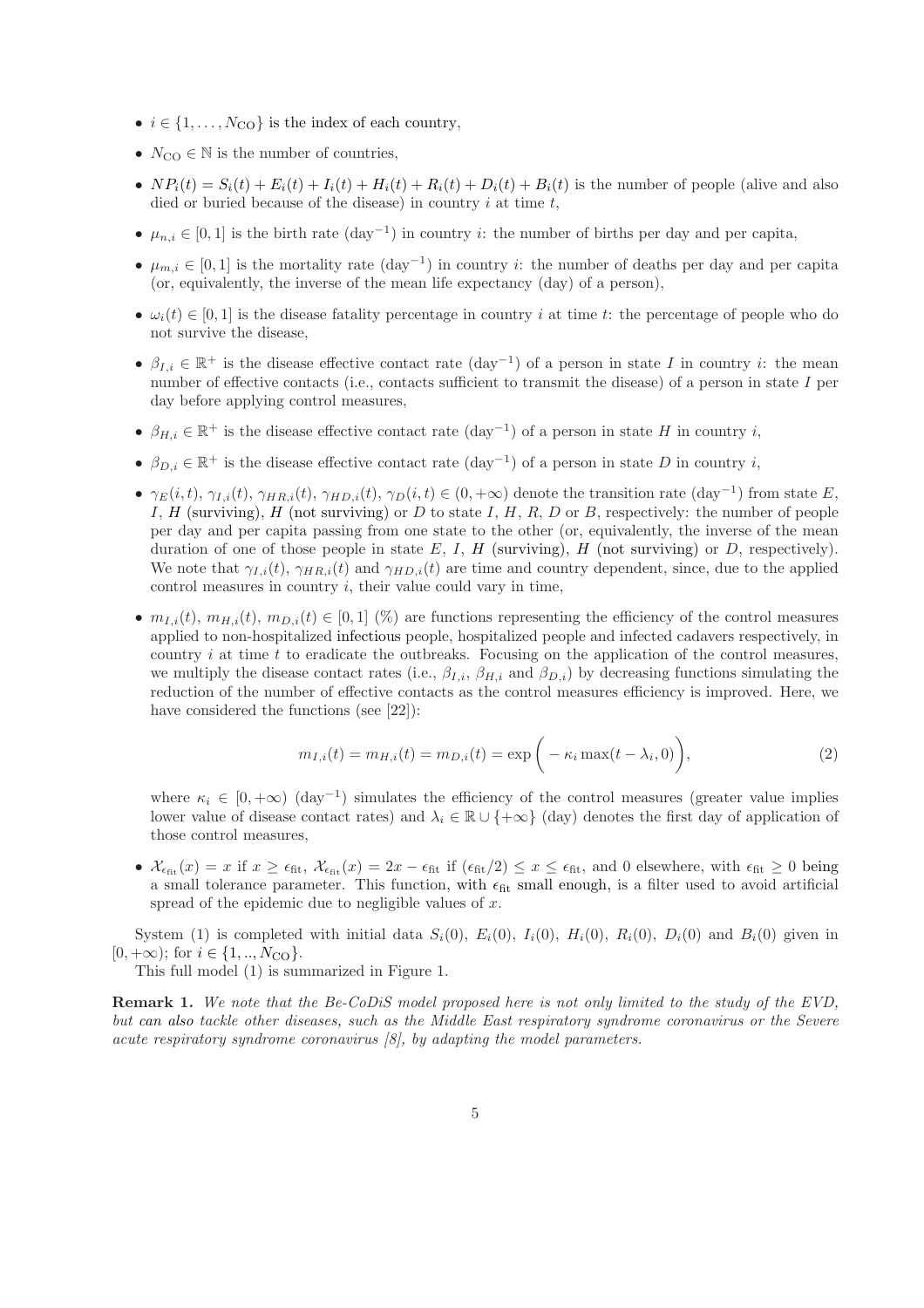- $i \in \{1, \ldots, N_{\rm CO}\}$ is the index of each country,
- $N_{\rm CO} \in \mathbb{N}$ is the number of countries,
- $NP_i(t) = S_i(t) + E_i(t) + I_i(t) + H_i(t) + R_i(t) + D_i(t) + B_i(t)$ is the number of people (alive and also died or buried because of the disease) in country $i$ at time $t$,
- $\mu_{n,i} \in [0, 1]$ is the birth rate (day$^{-1}$) in country $i$: the number of births per day and per capita,
- $\mu_{m,i} \in [0, 1]$ is the mortality rate (day$^{-1}$) in country $i$: the number of deaths per day and per capita (or, equivalently, the inverse of the mean life expectancy (day) of a person),
- $\omega_i(t) \in [0, 1]$ is the disease fatality percentage in country $i$ at time $t$: the percentage of people who do not survive the disease,
- $\beta_{I,i} \in \mathbb{R}^+$ is the disease effective contact rate (day$^{-1}$) of a person in state $I$ in country $i$: the mean number of effective contacts (i.e., contacts sufficient to transmit the disease) of a person in state $I$ per day before applying control measures,
- $\beta_{H,i} \in \mathbb{R}^+$ is the disease effective contact rate (day$^{-1}$) of a person in state $H$ in country $i$,
- $\beta_{D,i} \in \mathbb{R}^+$ is the disease effective contact rate (day$^{-1}$) of a person in state $D$ in country $i$,
- $\gamma_E(i,t)$, $\gamma_{I,i}(t)$, $\gamma_{HR,i}(t)$, $\gamma_{HD,i}(t)$, $\gamma_D(i,t) \in (0, +\infty)$ denote the transition rate (day$^{-1}$) from state $E$, $I$, $H$ (surviving), $H$ (not surviving) or $D$ to state $I$, $H$, $R$, $D$ or $B$, respectively: the number of people per day and per capita passing from one state to the other (or, equivalently, the inverse of the mean duration of one of those people in state $E$, $I$, $H$ (surviving), $H$ (not surviving) or $D$, respectively). We note that $\gamma_{I,i}(t)$, $\gamma_{HR,i}(t)$ and $\gamma_{HD,i}(t)$ are time and country dependent, since, due to the applied control measures in country $i$, their value could vary in time,
- $m_{I,i}(t)$, $m_{H,i}(t)$, $m_{D,i}(t) \in [0, 1]$ (%) are functions representing the efficiency of the control measures applied to non-hospitalized infectious people, hospitalized people and infected cadavers respectively, in country $i$ at time $t$ to eradicate the outbreaks. Focusing on the application of the control measures, we multiply the disease contact rates (i.e., $\beta_{I,i}$, $\beta_{H,i}$ and $\beta_{D,i}$) by decreasing functions simulating the reduction of the number of effective contacts as the control measures efficiency is improved. Here, we have considered the functions (see [22]):

$$m_{I,i}(t) = m_{H,i}(t) = m_{D,i}(t) = \exp\bigg( - \kappa_i \max(t - \lambda_i, 0)\bigg), \tag{2}$$

  where $\kappa_i \in [0, +\infty)$ (day$^{-1}$) simulates the efficiency of the control measures (greater value implies lower value of disease contact rates) and $\lambda_i \in \mathbb{R} \cup \{+\infty\}$ (day) denotes the first day of application of those control measures,

- $\mathcal{X}_{\epsilon_{\rm fit}}(x) = x$ if $x \geq \epsilon_{\rm fit}$, $\mathcal{X}_{\epsilon_{\rm fit}}(x) = 2x - \epsilon_{\rm fit}$ if $(\epsilon_{\rm fit}/2) \leq x \leq \epsilon_{\rm fit}$, and 0 elsewhere, with $\epsilon_{\rm fit} \geq 0$ being a small tolerance parameter. This function, with $\epsilon_{\rm fit}$ small enough, is a filter used to avoid artificial spread of the epidemic due to negligible values of $x$.

System (1) is completed with initial data $S_i(0)$, $E_i(0)$, $I_i(0)$, $H_i(0)$, $R_i(0)$, $D_i(0)$ and $B_i(0)$ given in $[0, +\infty)$; for $i \in \{1, .., N_{\rm CO}\}$.

This full model (1) is summarized in Figure 1.

**Remark 1.** *We note that the Be-CoDiS model proposed here is not only limited to the study of the EVD, but can also tackle other diseases, such as the Middle East respiratory syndrome coronavirus or the Severe acute respiratory syndrome coronavirus [8], by adapting the model parameters.*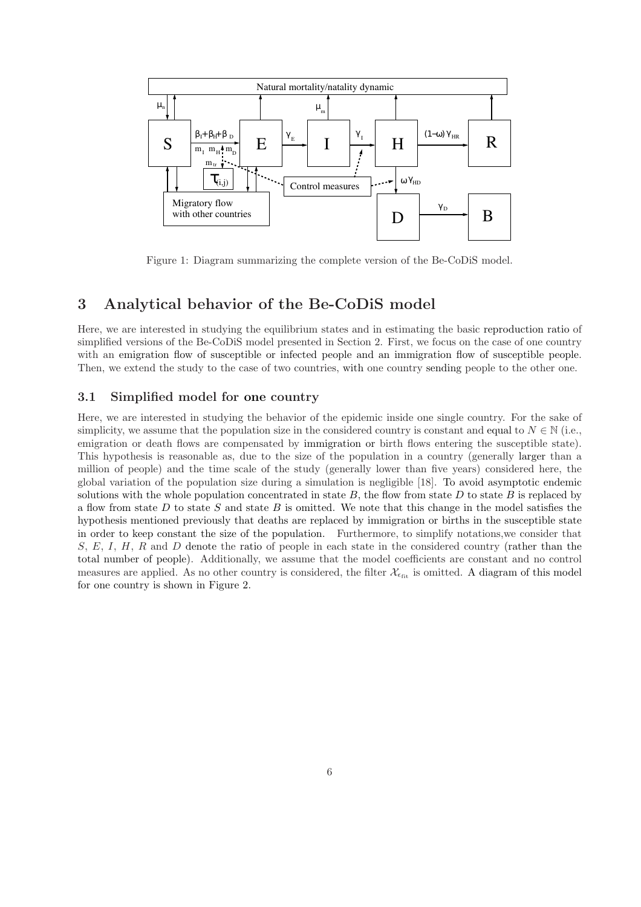Figure 1: Diagram summarizing the complete version of the Be-CoDiS model.

## 3 Analytical behavior of the Be-CoDiS model

Here, we are interested in studying the equilibrium states and in estimating the basic reproduction ratio of simplified versions of the Be-CoDiS model presented in Section 2. First, we focus on the case of one country with an emigration flow of susceptible or infected people and an immigration flow of susceptible people. Then, we extend the study to the case of two countries, with one country sending people to the other one.

### 3.1 Simplified model for one country

Here, we are interested in studying the behavior of the epidemic inside one single country. For the sake of simplicity, we assume that the population size in the considered country is constant and equal to $N \in \mathbb{N}$ (i.e., emigration or death flows are compensated by immigration or birth flows entering the susceptible state). This hypothesis is reasonable as, due to the size of the population in a country (generally larger than a million of people) and the time scale of the study (generally lower than five years) considered here, the global variation of the population size during a simulation is negligible [18]. To avoid asymptotic endemic solutions with the whole population concentrated in state $B$, the flow from state $D$ to state $B$ is replaced by a flow from state $D$ to state $S$ and state $B$ is omitted. We note that this change in the model satisfies the hypothesis mentioned previously that deaths are replaced by immigration or births in the susceptible state in order to keep constant the size of the population. Furthermore, to simplify notations,we consider that $S$, $E$, $I$, $H$, $R$ and $D$ denote the ratio of people in each state in the considered country (rather than the total number of people). Additionally, we assume that the model coefficients are constant and no control measures are applied. As no other country is considered, the filter $\mathcal{X}_{\epsilon_{\rm fit}}$ is omitted. A diagram of this model for one country is shown in Figure 2.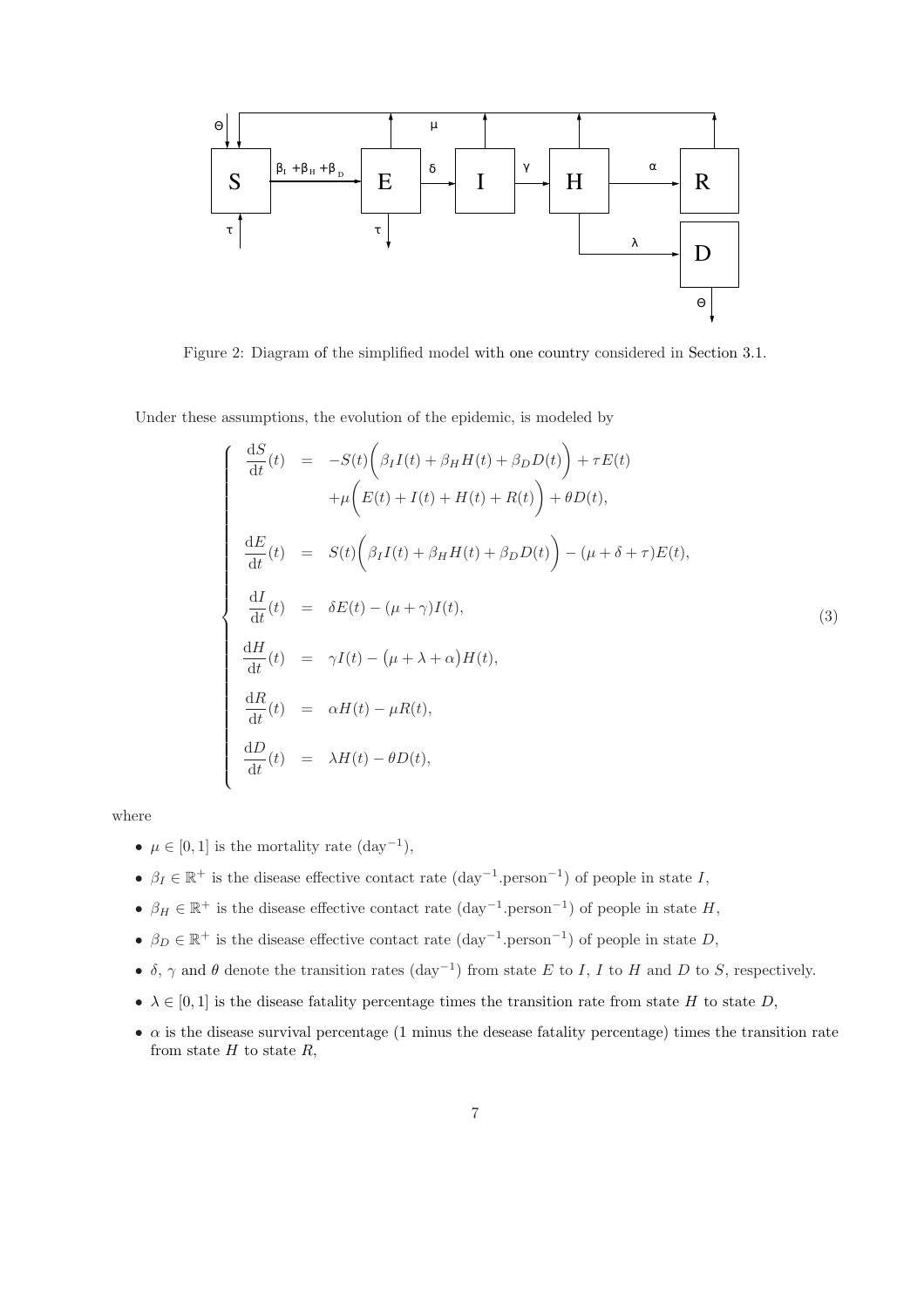Figure 2: Diagram of the simplified model with one country considered in Section 3.1.

Under these assumptions, the evolution of the epidemic, is modeled by

$$
\begin{cases}
\dfrac{\mathrm{d}S}{\mathrm{d}t}(t) & = & -S(t)\Big(\beta_I I(t) + \beta_H H(t) + \beta_D D(t)\Big) + \tau E(t) \\
& & +\mu\Big(E(t) + I(t) + H(t) + R(t)\Big) + \theta D(t), \\
\dfrac{\mathrm{d}E}{\mathrm{d}t}(t) & = & S(t)\Big(\beta_I I(t) + \beta_H H(t) + \beta_D D(t)\Big) - (\mu + \delta + \tau)E(t), \\
\dfrac{\mathrm{d}I}{\mathrm{d}t}(t) & = & \delta E(t) - (\mu + \gamma) I(t), \\
\dfrac{\mathrm{d}H}{\mathrm{d}t}(t) & = & \gamma I(t) - \big(\mu + \lambda + \alpha\big) H(t), \\
\dfrac{\mathrm{d}R}{\mathrm{d}t}(t) & = & \alpha H(t) - \mu R(t), \\
\dfrac{\mathrm{d}D}{\mathrm{d}t}(t) & = & \lambda H(t) - \theta D(t),
\end{cases}
\tag{3}
$$

where

- $\mu \in [0, 1]$ is the mortality rate ($\text{day}^{-1}$),
- $\beta_I \in \mathbb{R}^+$ is the disease effective contact rate ($\text{day}^{-1}.\text{person}^{-1}$) of people in state $I$,
- $\beta_H \in \mathbb{R}^+$ is the disease effective contact rate ($\text{day}^{-1}.\text{person}^{-1}$) of people in state $H$,
- $\beta_D \in \mathbb{R}^+$ is the disease effective contact rate ($\text{day}^{-1}.\text{person}^{-1}$) of people in state $D$,
- $\delta$, $\gamma$ and $\theta$ denote the transition rates ($\text{day}^{-1}$) from state $E$ to $I$, $I$ to $H$ and $D$ to $S$, respectively.
- $\lambda \in [0, 1]$ is the disease fatality percentage times the transition rate from state $H$ to state $D$,
- $\alpha$ is the disease survival percentage (1 minus the desease fatality percentage) times the transition rate from state $H$ to state $R$,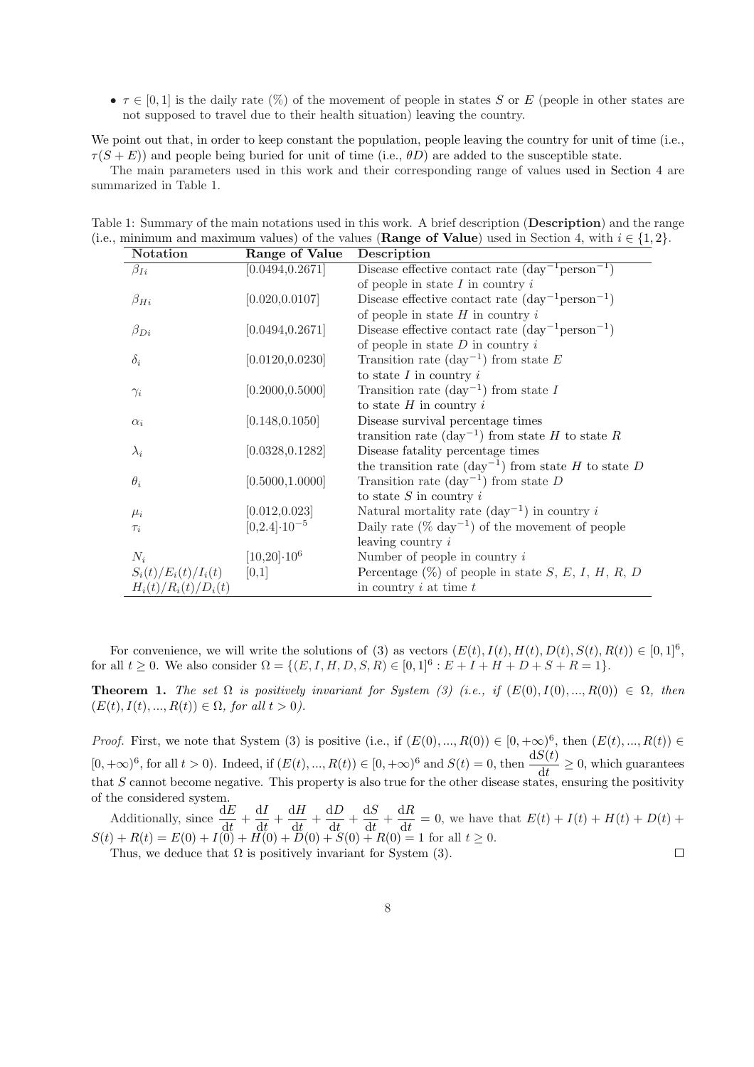- $\tau \in [0, 1]$ is the daily rate (%) of the movement of people in states $S$ or $E$ (people in other states are not supposed to travel due to their health situation) leaving the country.

We point out that, in order to keep constant the population, people leaving the country for unit of time (i.e., $\tau(S + E)$) and people being buried for unit of time (i.e., $\theta D$) are added to the susceptible state.

The main parameters used in this work and their corresponding range of values used in Section 4 are summarized in Table 1.

Table 1: Summary of the main notations used in this work. A brief description (**Description**) and the range (i.e., minimum and maximum values) of the values (**Range of Value**) used in Section 4, with $i \in \{1, 2\}$.

| Notation | Range of Value | Description |
|---|---|---|
| $\beta_{Ii}$ | [0.0494,0.2671] | Disease effective contact rate ($\text{day}^{-1}\text{person}^{-1}$) of people in state $I$ in country $i$ |
| $\beta_{Hi}$ | [0.020,0.0107] | Disease effective contact rate ($\text{day}^{-1}\text{person}^{-1}$) of people in state $H$ in country $i$ |
| $\beta_{Di}$ | [0.0494,0.2671] | Disease effective contact rate ($\text{day}^{-1}\text{person}^{-1}$) of people in state $D$ in country $i$ |
| $\delta_i$ | [0.0120,0.0230] | Transition rate ($\text{day}^{-1}$) from state $E$ to state $I$ in country $i$ |
| $\gamma_i$ | [0.2000,0.5000] | Transition rate ($\text{day}^{-1}$) from state $I$ to state $H$ in country $i$ |
| $\alpha_i$ | [0.148,0.1050] | Disease survival percentage times transition rate ($\text{day}^{-1}$) from state $H$ to state $R$ |
| $\lambda_i$ | [0.0328,0.1282] | Disease fatality percentage times the transition rate ($\text{day}^{-1}$) from state $H$ to state $D$ |
| $\theta_i$ | [0.5000,1.0000] | Transition rate ($\text{day}^{-1}$) from state $D$ to state $S$ in country $i$ |
| $\mu_i$ | [0.012,0.023] | Natural mortality rate ($\text{day}^{-1}$) in country $i$ |
| $\tau_i$ | $[0,2.4]\cdot 10^{-5}$ | Daily rate (% $\text{day}^{-1}$) of the movement of people leaving country $i$ |
| $N_i$ | $[10,20]\cdot 10^{6}$ | Number of people in country $i$ |
| $S_i(t)/E_i(t)/I_i(t)$ $H_i(t)/R_i(t)/D_i(t)$ | [0,1] | Percentage (%) of people in state $S$, $E$, $I$, $H$, $R$, $D$ in country $i$ at time $t$ |

For convenience, we will write the solutions of (3) as vectors $(E(t), I(t), H(t), D(t), S(t), R(t)) \in [0, 1]^6$, for all $t \geq 0$. We also consider $\Omega = \{(E, I, H, D, S, R) \in [0, 1]^6 : E + I + H + D + S + R = 1\}$.

**Theorem 1.** *The set $\Omega$ is positively invariant for System (3) (i.e., if $(E(0), I(0), ..., R(0)) \in \Omega$, then $(E(t), I(t), ..., R(t)) \in \Omega$, for all $t > 0$).*

*Proof.* First, we note that System (3) is positive (i.e., if $(E(0), ..., R(0)) \in [0, +\infty)^6$, then $(E(t), ..., R(t)) \in [0, +\infty)^6$, for all $t > 0$). Indeed, if $(E(t), ..., R(t)) \in [0, +\infty)^6$ and $S(t) = 0$, then $\frac{\mathrm{d}S(t)}{\mathrm{d}t} \geq 0$, which guarantees that $S$ cannot become negative. This property is also true for the other disease states, ensuring the positivity of the considered system.

Additionally, since $\frac{\mathrm{d}E}{\mathrm{d}t} + \frac{\mathrm{d}I}{\mathrm{d}t} + \frac{\mathrm{d}H}{\mathrm{d}t} + \frac{\mathrm{d}D}{\mathrm{d}t} + \frac{\mathrm{d}S}{\mathrm{d}t} + \frac{\mathrm{d}R}{\mathrm{d}t} = 0$, we have that $E(t) + I(t) + H(t) + D(t) + S(t) + R(t) = E(0) + I(0) + H(0) + D(0) + S(0) + R(0) = 1$ for all $t \geq 0$.

Thus, we deduce that $\Omega$ is positively invariant for System (3). $\square$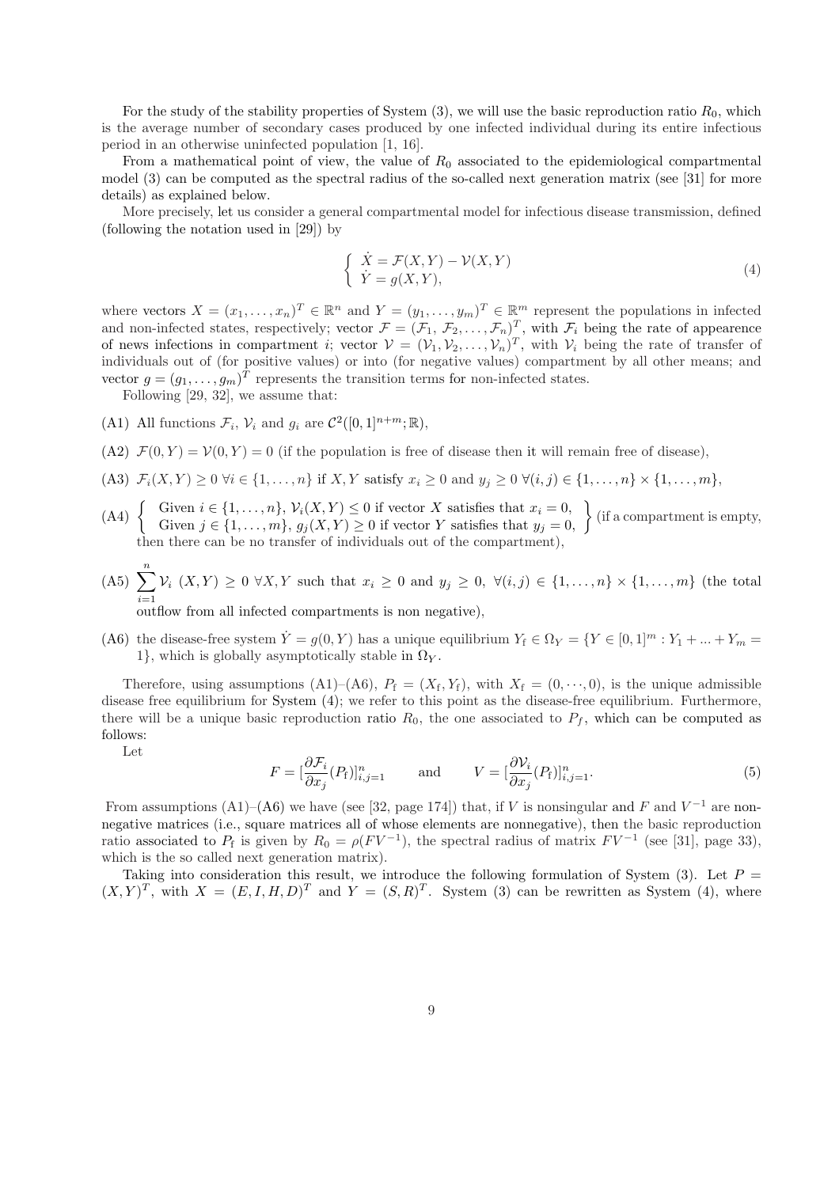For the study of the stability properties of System (3), we will use the basic reproduction ratio $R_0$, which is the average number of secondary cases produced by one infected individual during its entire infectious period in an otherwise uninfected population [1, 16].

From a mathematical point of view, the value of $R_0$ associated to the epidemiological compartmental model (3) can be computed as the spectral radius of the so-called next generation matrix (see [31] for more details) as explained below.

More precisely, let us consider a general compartmental model for infectious disease transmission, defined (following the notation used in [29]) by

$$\left\{ \begin{array}{l} \dot{X} = \mathcal{F}(X,Y) - \mathcal{V}(X,Y) \\ \dot{Y} = g(X,Y), \end{array} \right. \tag{4}$$

where vectors $X = (x_1, \ldots, x_n)^T \in \mathbb{R}^n$ and $Y = (y_1, \ldots, y_m)^T \in \mathbb{R}^m$ represent the populations in infected and non-infected states, respectively; vector $\mathcal{F} = (\mathcal{F}_1, \mathcal{F}_2, \ldots, \mathcal{F}_n)^T$, with $\mathcal{F}_i$ being the rate of appearence of news infections in compartment $i$; vector $\mathcal{V} = (\mathcal{V}_1, \mathcal{V}_2, \ldots, \mathcal{V}_n)^T$, with $\mathcal{V}_i$ being the rate of transfer of individuals out of (for positive values) or into (for negative values) compartment by all other means; and vector $g = (g_1, \ldots, g_m)^T$ represents the transition terms for non-infected states.

Following [29, 32], we assume that:

(A1) All functions $\mathcal{F}_i$, $\mathcal{V}_i$ and $g_i$ are $\mathcal{C}^2([0,1]^{n+m}; \mathbb{R})$,

(A2) $\mathcal{F}(0,Y) = \mathcal{V}(0,Y) = 0$ (if the population is free of disease then it will remain free of disease),

(A3) $\mathcal{F}_i(X,Y) \geq 0 \; \forall i \in \{1, \ldots, n\}$ if $X, Y$ satisfy $x_i \geq 0$ and $y_j \geq 0 \; \forall (i,j) \in \{1, \ldots, n\} \times \{1, \ldots, m\}$,

(A4) $\left\{ \begin{array}{l} \text{Given } i \in \{1, \ldots, n\}, \ \mathcal{V}_i(X,Y) \leq 0 \text{ if vector } X \text{ satisfies that } x_i = 0, \\ \text{Given } j \in \{1, \ldots, m\}, \ g_j(X,Y) \geq 0 \text{ if vector } Y \text{ satisfies that } y_j = 0, \end{array} \right\}$ (if a compartment is empty, then there can be no transfer of individuals out of the compartment),

(A5) $\displaystyle\sum_{i=1}^{n} \mathcal{V}_i \ (X,Y) \geq 0 \; \forall X, Y$ such that $x_i \geq 0$ and $y_j \geq 0, \; \forall (i,j) \in \{1, \ldots, n\} \times \{1, \ldots, m\}$ (the total outflow from all infected compartments is non negative),

(A6) the disease-free system $\dot{Y} = g(0,Y)$ has a unique equilibrium $Y_{\rm f} \in \Omega_Y = \{Y \in [0,1]^m : Y_1 + \ldots + Y_m = 1\}$, which is globally asymptotically stable in $\Omega_Y$.

Therefore, using assumptions (A1)–(A6), $P_{\rm f} = (X_{\rm f}, Y_{\rm f})$, with $X_{\rm f} = (0, \cdots, 0)$, is the unique admissible disease free equilibrium for System (4); we refer to this point as the disease-free equilibrium. Furthermore, there will be a unique basic reproduction ratio $R_0$, the one associated to $P_f$, which can be computed as follows:

Let

$$F = [\frac{\partial \mathcal{F}_i}{\partial x_j}(P_{\rm f})]_{i,j=1}^{n} \qquad \text{and} \qquad V = [\frac{\partial \mathcal{V}_i}{\partial x_j}(P_{\rm f})]_{i,j=1}^{n}. \tag{5}$$

From assumptions (A1)–(A6) we have (see [32, page 174]) that, if $V$ is nonsingular and $F$ and $V^{-1}$ are non-negative matrices (i.e., square matrices all of whose elements are nonnegative), then the basic reproduction ratio associated to $P_{\rm f}$ is given by $R_0 = \rho(FV^{-1})$, the spectral radius of matrix $FV^{-1}$ (see [31], page 33), which is the so called next generation matrix).

Taking into consideration this result, we introduce the following formulation of System (3). Let $P = (X,Y)^T$, with $X = (E, I, H, D)^T$ and $Y = (S, R)^T$. System (3) can be rewritten as System (4), where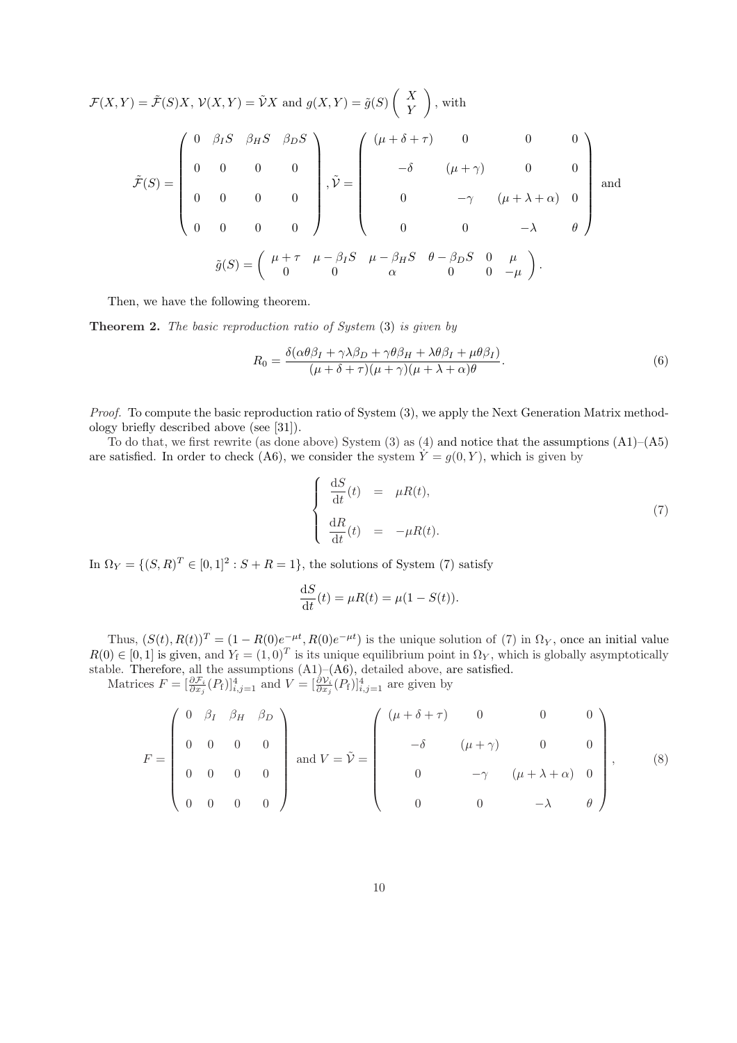$\mathcal{F}(X,Y) = \tilde{\mathcal{F}}(S)X$, $\mathcal{V}(X,Y) = \tilde{\mathcal{V}}X$ and $g(X,Y) = \tilde{g}(S)\begin{pmatrix} X \\ Y \end{pmatrix}$, with

$$\tilde{\mathcal{F}}(S) = \begin{pmatrix} 0 & \beta_I S & \beta_H S & \beta_D S \\ 0 & 0 & 0 & 0 \\ 0 & 0 & 0 & 0 \\ 0 & 0 & 0 & 0 \end{pmatrix}, \tilde{\mathcal{V}} = \begin{pmatrix} (\mu+\delta+\tau) & 0 & 0 & 0 \\ -\delta & (\mu+\gamma) & 0 & 0 \\ 0 & -\gamma & (\mu+\lambda+\alpha) & 0 \\ 0 & 0 & -\lambda & \theta \end{pmatrix} \text{ and}$$

$$\tilde{g}(S) = \begin{pmatrix} \mu+\tau & \mu-\beta_I S & \mu-\beta_H S & \theta-\beta_D S & 0 & \mu \\ 0 & 0 & \alpha & 0 & 0 & -\mu \end{pmatrix}.$$

Then, we have the following theorem.

**Theorem 2.** *The basic reproduction ratio of System* (3) *is given by*

$$R_0 = \frac{\delta(\alpha\theta\beta_I + \gamma\lambda\beta_D + \gamma\theta\beta_H + \lambda\theta\beta_I + \mu\theta\beta_I)}{(\mu+\delta+\tau)(\mu+\gamma)(\mu+\lambda+\alpha)\theta}. \tag{6}$$

*Proof.* To compute the basic reproduction ratio of System (3), we apply the Next Generation Matrix methodology briefly described above (see [31]).

To do that, we first rewrite (as done above) System (3) as (4) and notice that the assumptions (A1)–(A5) are satisfied. In order to check (A6), we consider the system $\dot{Y} = g(0,Y)$, which is given by

$$\begin{cases} \dfrac{\mathrm{d}S}{\mathrm{d}t}(t) &= \mu R(t), \\ \dfrac{\mathrm{d}R}{\mathrm{d}t}(t) &= -\mu R(t). \end{cases} \tag{7}$$

In $\Omega_Y = \{(S,R)^T \in [0,1]^2 : S + R = 1\}$, the solutions of System (7) satisfy

$$\frac{\mathrm{d}S}{\mathrm{d}t}(t) = \mu R(t) = \mu(1 - S(t)).$$

Thus, $(S(t), R(t))^T = (1 - R(0)e^{-\mu t}, R(0)e^{-\mu t})$ is the unique solution of (7) in $\Omega_Y$, once an initial value $R(0) \in [0,1]$ is given, and $Y_{\mathrm{f}} = (1,0)^T$ is its unique equilibrium point in $\Omega_Y$, which is globally asymptotically stable. Therefore, all the assumptions (A1)–(A6), detailed above, are satisfied.

Matrices $F = [\frac{\partial \mathcal{F}_i}{\partial x_j}(P_{\mathrm{f}})]_{i,j=1}^4$ and $V = [\frac{\partial \mathcal{V}_i}{\partial x_j}(P_{\mathrm{f}})]_{i,j=1}^4$ are given by

$$F = \begin{pmatrix} 0 & \beta_I & \beta_H & \beta_D \\ 0 & 0 & 0 & 0 \\ 0 & 0 & 0 & 0 \\ 0 & 0 & 0 & 0 \end{pmatrix} \text{ and } V = \tilde{\mathcal{V}} = \begin{pmatrix} (\mu+\delta+\tau) & 0 & 0 & 0 \\ -\delta & (\mu+\gamma) & 0 & 0 \\ 0 & -\gamma & (\mu+\lambda+\alpha) & 0 \\ 0 & 0 & -\lambda & \theta \end{pmatrix}, \tag{8}$$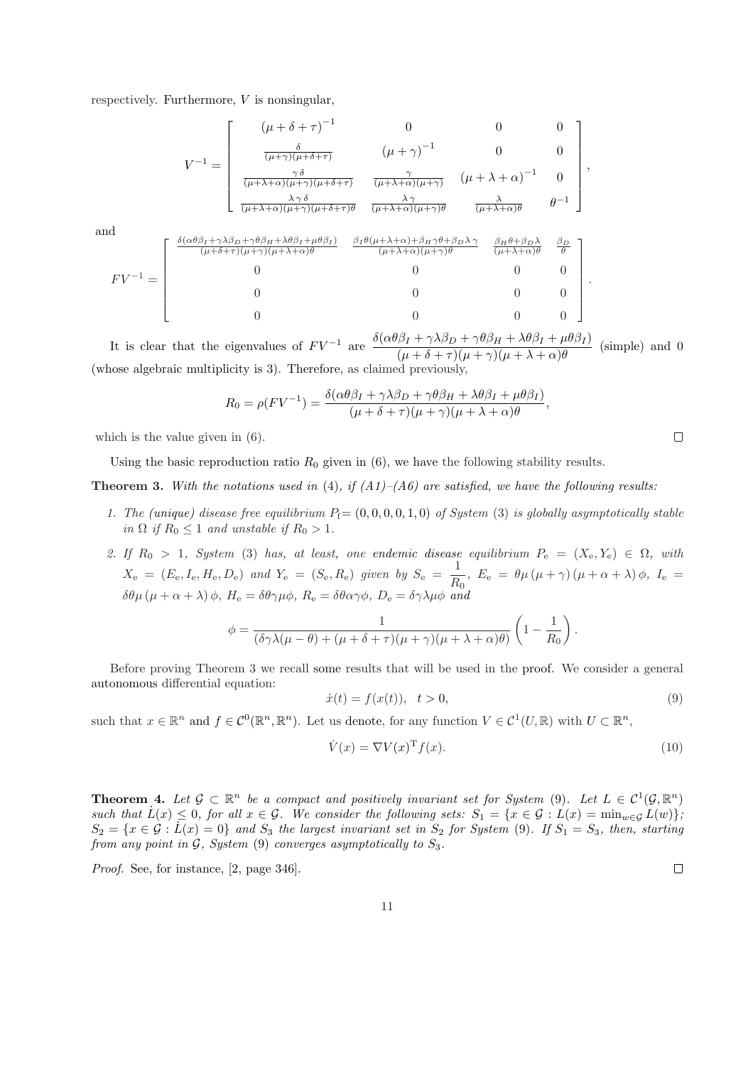respectively. Furthermore, $V$ is nonsingular,

$$
V^{-1} = \begin{bmatrix} (\mu+\delta+\tau)^{-1} & 0 & 0 & 0 \\ \frac{\delta}{(\mu+\gamma)(\mu+\delta+\tau)} & (\mu+\gamma)^{-1} & 0 & 0 \\ \frac{\gamma\,\delta}{(\mu+\lambda+\alpha)(\mu+\gamma)(\mu+\delta+\tau)} & \frac{\gamma}{(\mu+\lambda+\alpha)(\mu+\gamma)} & (\mu+\lambda+\alpha)^{-1} & 0 \\ \frac{\lambda\,\gamma\,\delta}{(\mu+\lambda+\alpha)(\mu+\gamma)(\mu+\delta+\tau)\theta} & \frac{\lambda\,\gamma}{(\mu+\lambda+\alpha)(\mu+\gamma)\theta} & \frac{\lambda}{(\mu+\lambda+\alpha)\theta} & \theta^{-1} \end{bmatrix},
$$

and

$$
FV^{-1} = \begin{bmatrix} \frac{\delta(\alpha\theta\beta_I+\gamma\lambda\beta_D+\gamma\theta\beta_H+\lambda\theta\beta_I+\mu\theta\beta_I)}{(\mu+\delta+\tau)(\mu+\gamma)(\mu+\lambda+\alpha)\theta} & \frac{\beta_I\theta(\mu+\lambda+\alpha)+\beta_H\gamma\theta+\beta_D\lambda\gamma}{(\mu+\lambda+\alpha)(\mu+\gamma)\theta} & \frac{\beta_H\theta+\beta_D\lambda}{(\mu+\lambda+\alpha)\theta} & \frac{\beta_D}{\theta} \\ 0 & 0 & 0 & 0 \\ 0 & 0 & 0 & 0 \\ 0 & 0 & 0 & 0 \end{bmatrix}.
$$

It is clear that the eigenvalues of $FV^{-1}$ are $\dfrac{\delta(\alpha\theta\beta_I+\gamma\lambda\beta_D+\gamma\theta\beta_H+\lambda\theta\beta_I+\mu\theta\beta_I)}{(\mu+\delta+\tau)(\mu+\gamma)(\mu+\lambda+\alpha)\theta}$ (simple) and 0 (whose algebraic multiplicity is 3). Therefore, as claimed previously,

$$
R_0 = \rho(FV^{-1}) = \frac{\delta(\alpha\theta\beta_I+\gamma\lambda\beta_D+\gamma\theta\beta_H+\lambda\theta\beta_I+\mu\theta\beta_I)}{(\mu+\delta+\tau)(\mu+\gamma)(\mu+\lambda+\alpha)\theta},
$$

which is the value given in (6). □

Using the basic reproduction ratio $R_0$ given in (6), we have the following stability results.

**Theorem 3.** *With the notations used in* (4), *if (A1)–(A6) are satisfied, we have the following results:*

1. *The (unique) disease free equilibrium $P_f = (0,0,0,0,1,0)$ of System* (3) *is globally asymptotically stable in $\Omega$ if $R_0 \leq 1$ and unstable if $R_0 > 1$.*
2. *If $R_0 > 1$, System* (3) *has, at least, one endemic disease equilibrium $P_e = (X_e, Y_e) \in \Omega$, with $X_e = (E_e, I_e, H_e, D_e)$ and $Y_e = (S_e, R_e)$ given by $S_e = \dfrac{1}{R_0}$, $E_e = \theta\mu(\mu+\gamma)(\mu+\alpha+\lambda)\phi$, $I_e = \delta\theta\mu(\mu+\alpha+\lambda)\phi$, $H_e = \delta\theta\gamma\mu\phi$, $R_e = \delta\theta\alpha\gamma\phi$, $D_e = \delta\gamma\lambda\mu\phi$ and*

$$
\phi = \frac{1}{(\delta\gamma\lambda(\mu-\theta)+(\mu+\delta+\tau)(\mu+\gamma)(\mu+\lambda+\alpha)\theta)}\left(1-\frac{1}{R_0}\right).
$$

Before proving Theorem 3 we recall some results that will be used in the proof. We consider a general autonomous differential equation:

$$
\dot{x}(t) = f(x(t)), \quad t > 0, \tag{9}
$$

such that $x \in \mathbb{R}^n$ and $f \in \mathcal{C}^0(\mathbb{R}^n, \mathbb{R}^n)$. Let us denote, for any function $V \in \mathcal{C}^1(U, \mathbb{R})$ with $U \subset \mathbb{R}^n$,

$$
\dot{V}(x) = \nabla V(x)^{\mathrm{T}} f(x). \tag{10}
$$

**Theorem 4.** *Let $\mathcal{G} \subset \mathbb{R}^n$ be a compact and positively invariant set for System* (9). *Let $L \in \mathcal{C}^1(\mathcal{G}, \mathbb{R}^n)$ such that $\dot{L}(x) \leq 0$, for all $x \in \mathcal{G}$. We consider the following sets: $S_1 = \{x \in \mathcal{G} : L(x) = \min_{w\in\mathcal{G}} L(w)\}$; $S_2 = \{x \in \mathcal{G} : \dot{L}(x) = 0\}$ and $S_3$ the largest invariant set in $S_2$ for System* (9). *If $S_1 = S_3$, then, starting from any point in $\mathcal{G}$, System* (9) *converges asymptotically to $S_3$.*

*Proof.* See, for instance, [2, page 346]. □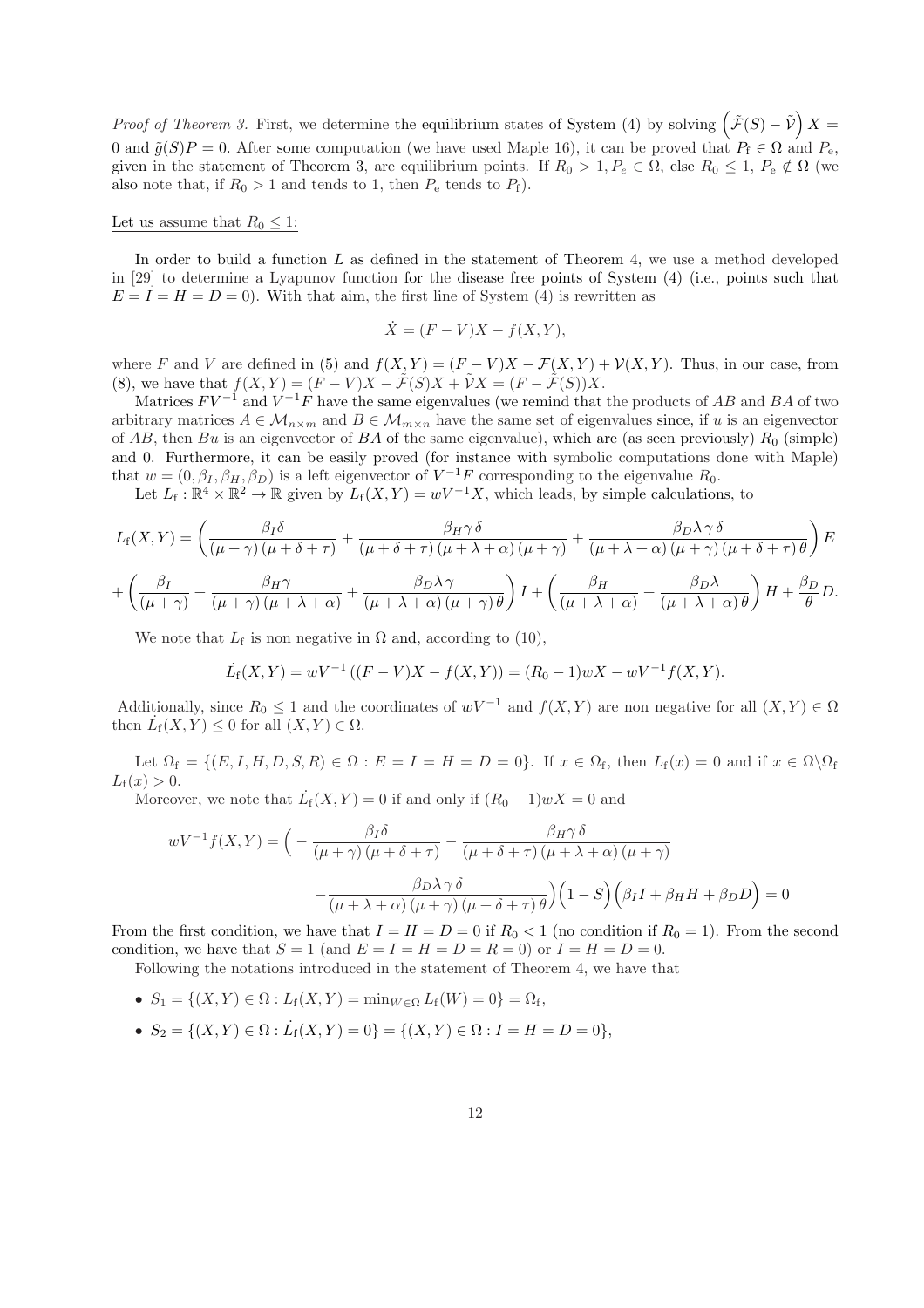*Proof of Theorem 3.* First, we determine the equilibrium states of System (4) by solving $\left(\tilde{\mathcal{F}}(S) - \tilde{\mathcal{V}}\right) X = 0$ and $\tilde{g}(S)P = 0$. After some computation (we have used Maple 16), it can be proved that $P_{\mathrm{f}} \in \Omega$ and $P_{\mathrm{e}}$, given in the statement of Theorem 3, are equilibrium points. If $R_0 > 1, P_e \in \Omega$, else $R_0 \leq 1$, $P_{\mathrm{e}} \notin \Omega$ (we also note that, if $R_0 > 1$ and tends to 1, then $P_{\mathrm{e}}$ tends to $P_{\mathrm{f}}$).

Let us assume that $R_0 \leq 1$:

In order to build a function $L$ as defined in the statement of Theorem 4, we use a method developed in [29] to determine a Lyapunov function for the disease free points of System (4) (i.e., points such that $E = I = H = D = 0$). With that aim, the first line of System (4) is rewritten as

$$\dot{X} = (F - V)X - f(X, Y),$$

where $F$ and $V$ are defined in (5) and $f(X, Y) = (F - V)X - \mathcal{F}(X, Y) + \mathcal{V}(X, Y)$. Thus, in our case, from (8), we have that $f(X, Y) = (F - V)X - \tilde{\mathcal{F}}(S)X + \tilde{\mathcal{V}}X = (F - \tilde{\mathcal{F}}(S))X$.

Matrices $FV^{-1}$ and $V^{-1}F$ have the same eigenvalues (we remind that the products of $AB$ and $BA$ of two arbitrary matrices $A \in \mathcal{M}_{n \times m}$ and $B \in \mathcal{M}_{m \times n}$ have the same set of eigenvalues since, if $u$ is an eigenvector of $AB$, then $Bu$ is an eigenvector of $BA$ of the same eigenvalue), which are (as seen previously) $R_0$ (simple) and 0. Furthermore, it can be easily proved (for instance with symbolic computations done with Maple) that $w = (0, \beta_I, \beta_H, \beta_D)$ is a left eigenvector of $V^{-1}F$ corresponding to the eigenvalue $R_0$.

Let $L_{\mathrm{f}} : \mathbb{R}^4 \times \mathbb{R}^2 \to \mathbb{R}$ given by $L_{\mathrm{f}}(X, Y) = wV^{-1}X$, which leads, by simple calculations, to

$$L_{\mathrm{f}}(X, Y) = \left( \frac{\beta_I \delta}{(\mu + \gamma)(\mu + \delta + \tau)} + \frac{\beta_H \gamma \delta}{(\mu + \delta + \tau)(\mu + \lambda + \alpha)(\mu + \gamma)} + \frac{\beta_D \lambda \gamma \delta}{(\mu + \lambda + \alpha)(\mu + \gamma)(\mu + \delta + \tau)\theta} \right) E$$

$$+ \left( \frac{\beta_I}{(\mu + \gamma)} + \frac{\beta_H \gamma}{(\mu + \gamma)(\mu + \lambda + \alpha)} + \frac{\beta_D \lambda \gamma}{(\mu + \lambda + \alpha)(\mu + \gamma)\theta} \right) I + \left( \frac{\beta_H}{(\mu + \lambda + \alpha)} + \frac{\beta_D \lambda}{(\mu + \lambda + \alpha)\theta} \right) H + \frac{\beta_D}{\theta} D.$$

We note that $L_{\mathrm{f}}$ is non negative in $\Omega$ and, according to (10),

$$\dot{L_{\mathrm{f}}}(X, Y) = wV^{-1}\left((F - V)X - f(X, Y)\right) = (R_0 - 1)wX - wV^{-1}f(X, Y).$$

Additionally, since $R_0 \leq 1$ and the coordinates of $wV^{-1}$ and $f(X, Y)$ are non negative for all $(X, Y) \in \Omega$ then $\dot{L_{\mathrm{f}}}(X, Y) \leq 0$ for all $(X, Y) \in \Omega$.

Let $\Omega_{\mathrm{f}} = \{(E, I, H, D, S, R) \in \Omega : E = I = H = D = 0\}$. If $x \in \Omega_{\mathrm{f}}$, then $L_{\mathrm{f}}(x) = 0$ and if $x \in \Omega \backslash \Omega_{\mathrm{f}}$ $L_{\mathrm{f}}(x) > 0$.

Moreover, we note that $\dot{L_{\mathrm{f}}}(X, Y) = 0$ if and only if $(R_0 - 1)wX = 0$ and

$$wV^{-1}f(X, Y) = \Big( - \frac{\beta_I \delta}{(\mu + \gamma)(\mu + \delta + \tau)} - \frac{\beta_H \gamma \delta}{(\mu + \delta + \tau)(\mu + \lambda + \alpha)(\mu + \gamma)}$$

$$- \frac{\beta_D \lambda \gamma \delta}{(\mu + \lambda + \alpha)(\mu + \gamma)(\mu + \delta + \tau)\theta} \Big) \Big( 1 - S \Big) \Big( \beta_I I + \beta_H H + \beta_D D \Big) = 0$$

From the first condition, we have that $I = H = D = 0$ if $R_0 < 1$ (no condition if $R_0 = 1$). From the second condition, we have that $S = 1$ (and $E = I = H = D = R = 0$) or $I = H = D = 0$.

Following the notations introduced in the statement of Theorem 4, we have that

- $S_1 = \{(X, Y) \in \Omega : L_{\mathrm{f}}(X, Y) = \min_{W \in \Omega} L_{\mathrm{f}}(W) = 0\} = \Omega_{\mathrm{f}}$,
- $S_2 = \{(X, Y) \in \Omega : \dot{L_{\mathrm{f}}}(X, Y) = 0\} = \{(X, Y) \in \Omega : I = H = D = 0\}$,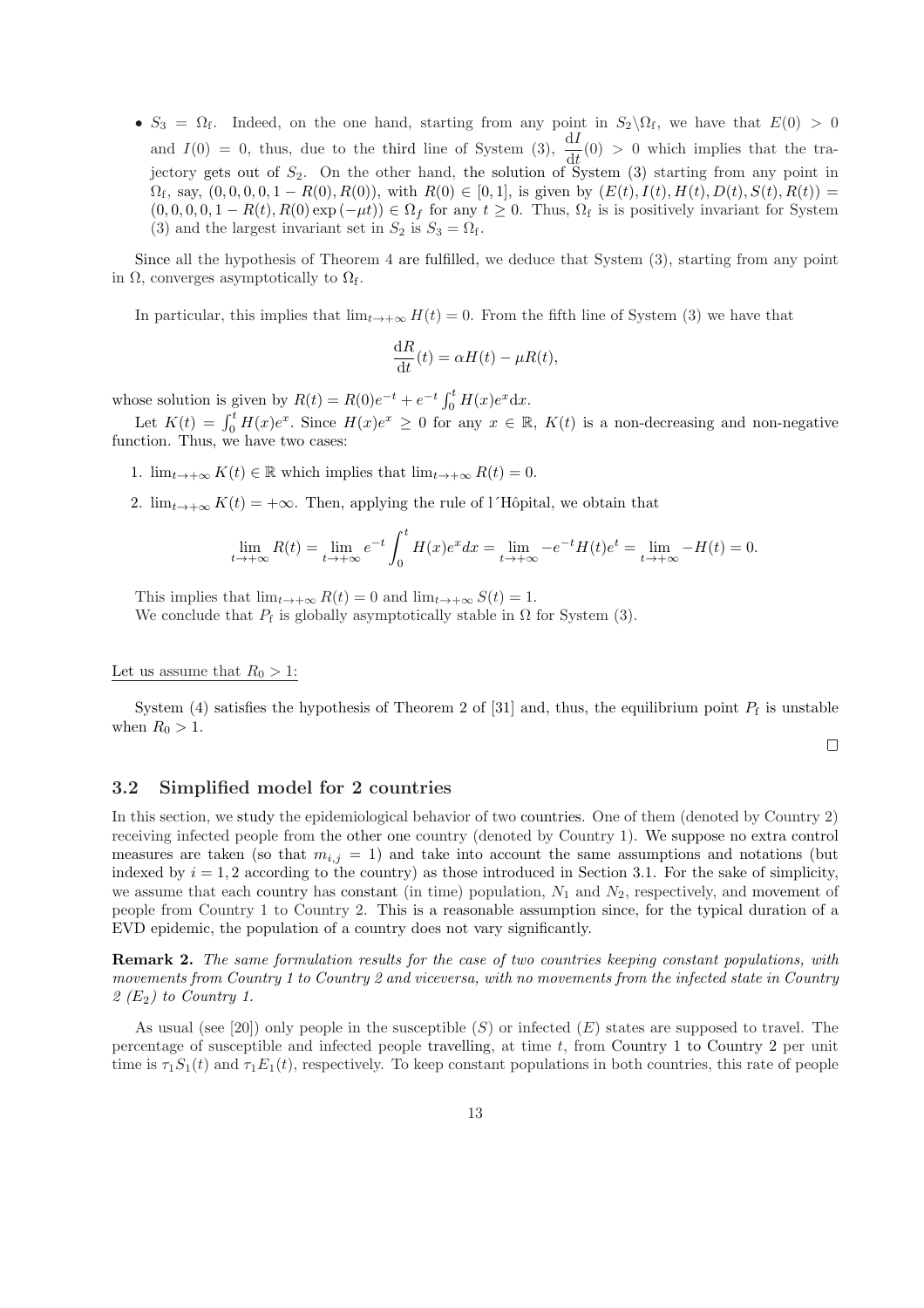- $S_3 = \Omega_{\rm f}$. Indeed, on the one hand, starting from any point in $S_2 \backslash \Omega_{\rm f}$, we have that $E(0) > 0$ and $I(0) = 0$, thus, due to the third line of System (3), $\dfrac{{\rm d}I}{{\rm d}t}(0) > 0$ which implies that the trajectory gets out of $S_2$. On the other hand, the solution of System (3) starting from any point in $\Omega_{\rm f}$, say, $(0, 0, 0, 0, 1 - R(0), R(0))$, with $R(0) \in [0, 1]$, is given by $(E(t), I(t), H(t), D(t), S(t), R(t)) = (0, 0, 0, 0, 1 - R(t), R(0) \exp(-\mu t)) \in \Omega_f$ for any $t \geq 0$. Thus, $\Omega_{\rm f}$ is is positively invariant for System (3) and the largest invariant set in $S_2$ is $S_3 = \Omega_{\rm f}$.

Since all the hypothesis of Theorem 4 are fulfilled, we deduce that System (3), starting from any point in $\Omega$, converges asymptotically to $\Omega_{\rm f}$.

In particular, this implies that $\lim_{t\to+\infty} H(t) = 0$. From the fifth line of System (3) we have that

$$\frac{{\rm d}R}{{\rm d}t}(t) = \alpha H(t) - \mu R(t),$$

whose solution is given by $R(t) = R(0)e^{-t} + e^{-t} \int_0^t H(x)e^x {\rm d}x$.

Let $K(t) = \int_0^t H(x)e^x$. Since $H(x)e^x \geq 0$ for any $x \in \mathbb{R}$, $K(t)$ is a non-decreasing and non-negative function. Thus, we have two cases:

1. $\lim_{t\to+\infty} K(t) \in \mathbb{R}$ which implies that $\lim_{t\to+\infty} R(t) = 0$.
2. $\lim_{t\to+\infty} K(t) = +\infty$. Then, applying the rule of l´Hôpital, we obtain that

$$\lim_{t\to+\infty} R(t) = \lim_{t\to+\infty} e^{-t} \int_0^t H(x)e^x dx = \lim_{t\to+\infty} -e^{-t}H(t)e^t = \lim_{t\to+\infty} -H(t) = 0.$$

This implies that $\lim_{t\to+\infty} R(t) = 0$ and $\lim_{t\to+\infty} S(t) = 1$.

We conclude that $P_{\rm f}$ is globally asymptotically stable in $\Omega$ for System (3).

Let us assume that $R_0 > 1$:

System (4) satisfies the hypothesis of Theorem 2 of [31] and, thus, the equilibrium point $P_{\rm f}$ is unstable when $R_0 > 1$.

□

### 3.2 Simplified model for 2 countries

In this section, we study the epidemiological behavior of two countries. One of them (denoted by Country 2) receiving infected people from the other one country (denoted by Country 1). We suppose no extra control measures are taken (so that $m_{i,j} = 1$) and take into account the same assumptions and notations (but indexed by $i = 1, 2$ according to the country) as those introduced in Section 3.1. For the sake of simplicity, we assume that each country has constant (in time) population, $N_1$ and $N_2$, respectively, and movement of people from Country 1 to Country 2. This is a reasonable assumption since, for the typical duration of a EVD epidemic, the population of a country does not vary significantly.

**Remark 2.** *The same formulation results for the case of two countries keeping constant populations, with movements from Country 1 to Country 2 and viceversa, with no movements from the infected state in Country 2 ($E_2$) to Country 1.*

As usual (see [20]) only people in the susceptible ($S$) or infected ($E$) states are supposed to travel. The percentage of susceptible and infected people travelling, at time $t$, from Country 1 to Country 2 per unit time is $\tau_1 S_1(t)$ and $\tau_1 E_1(t)$, respectively. To keep constant populations in both countries, this rate of people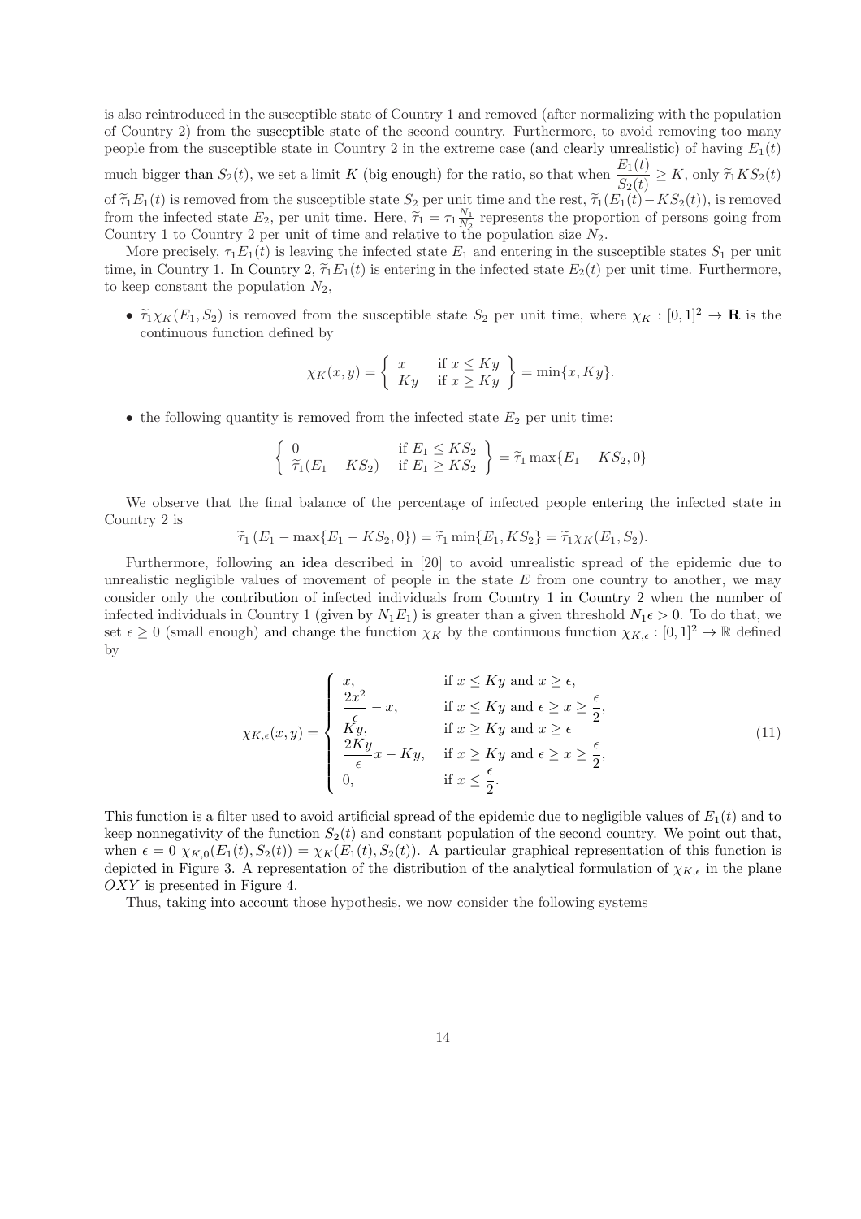is also reintroduced in the susceptible state of Country 1 and removed (after normalizing with the population of Country 2) from the susceptible state of the second country. Furthermore, to avoid removing too many people from the susceptible state in Country 2 in the extreme case (and clearly unrealistic) of having $E_1(t)$ much bigger than $S_2(t)$, we set a limit $K$ (big enough) for the ratio, so that when $\dfrac{E_1(t)}{S_2(t)} \geq K$, only $\widetilde{\tau}_1 K S_2(t)$ of $\widetilde{\tau}_1 E_1(t)$ is removed from the susceptible state $S_2$ per unit time and the rest, $\widetilde{\tau}_1(E_1(t) - KS_2(t))$, is removed from the infected state $E_2$, per unit time. Here, $\widetilde{\tau}_1 = \tau_1 \frac{N_1}{N_2}$ represents the proportion of persons going from Country 1 to Country 2 per unit of time and relative to the population size $N_2$.

More precisely, $\tau_1 E_1(t)$ is leaving the infected state $E_1$ and entering in the susceptible states $S_1$ per unit time, in Country 1. In Country 2, $\widetilde{\tau}_1 E_1(t)$ is entering in the infected state $E_2(t)$ per unit time. Furthermore, to keep constant the population $N_2$,

- $\widetilde{\tau}_1 \chi_K(E_1, S_2)$ is removed from the susceptible state $S_2$ per unit time, where $\chi_K : [0,1]^2 \to \mathbf{R}$ is the continuous function defined by

$$\chi_K(x,y) = \left\{ \begin{array}{ll} x & \text{if } x \leq Ky \\ Ky & \text{if } x \geq Ky \end{array} \right\} = \min\{x, Ky\}.$$

- the following quantity is removed from the infected state $E_2$ per unit time:

$$\left\{ \begin{array}{ll} 0 & \text{if } E_1 \leq KS_2 \\ \widetilde{\tau}_1(E_1 - KS_2) & \text{if } E_1 \geq KS_2 \end{array} \right\} = \widetilde{\tau}_1 \max\{E_1 - KS_2, 0\}$$

We observe that the final balance of the percentage of infected people entering the infected state in Country 2 is

$$\widetilde{\tau}_1 \left(E_1 - \max\{E_1 - KS_2, 0\}\right) = \widetilde{\tau}_1 \min\{E_1, KS_2\} = \widetilde{\tau}_1 \chi_K(E_1, S_2).$$

Furthermore, following an idea described in [20] to avoid unrealistic spread of the epidemic due to unrealistic negligible values of movement of people in the state $E$ from one country to another, we may consider only the contribution of infected individuals from Country 1 in Country 2 when the number of infected individuals in Country 1 (given by $N_1 E_1$) is greater than a given threshold $N_1 \epsilon > 0$. To do that, we set $\epsilon \geq 0$ (small enough) and change the function $\chi_K$ by the continuous function $\chi_{K,\epsilon} : [0,1]^2 \to \mathbb{R}$ defined by

$$\chi_{K,\epsilon}(x,y) = \left\{ \begin{array}{ll} x, & \text{if } x \leq Ky \text{ and } x \geq \epsilon, \\ \dfrac{2x^2}{\epsilon} - x, & \text{if } x \leq Ky \text{ and } \epsilon \geq x \geq \dfrac{\epsilon}{2}, \\ Ky, & \text{if } x \geq Ky \text{ and } x \geq \epsilon \\ \dfrac{2Ky}{\epsilon}x - Ky, & \text{if } x \geq Ky \text{ and } \epsilon \geq x \geq \dfrac{\epsilon}{2}, \\ 0, & \text{if } x \leq \dfrac{\epsilon}{2}. \end{array} \right. \tag{11}$$

This function is a filter used to avoid artificial spread of the epidemic due to negligible values of $E_1(t)$ and to keep nonnegativity of the function $S_2(t)$ and constant population of the second country. We point out that, when $\epsilon = 0$ $\chi_{K,0}(E_1(t), S_2(t)) = \chi_K(E_1(t), S_2(t))$. A particular graphical representation of this function is depicted in Figure 3. A representation of the distribution of the analytical formulation of $\chi_{K,\epsilon}$ in the plane $OXY$ is presented in Figure 4.

Thus, taking into account those hypothesis, we now consider the following systems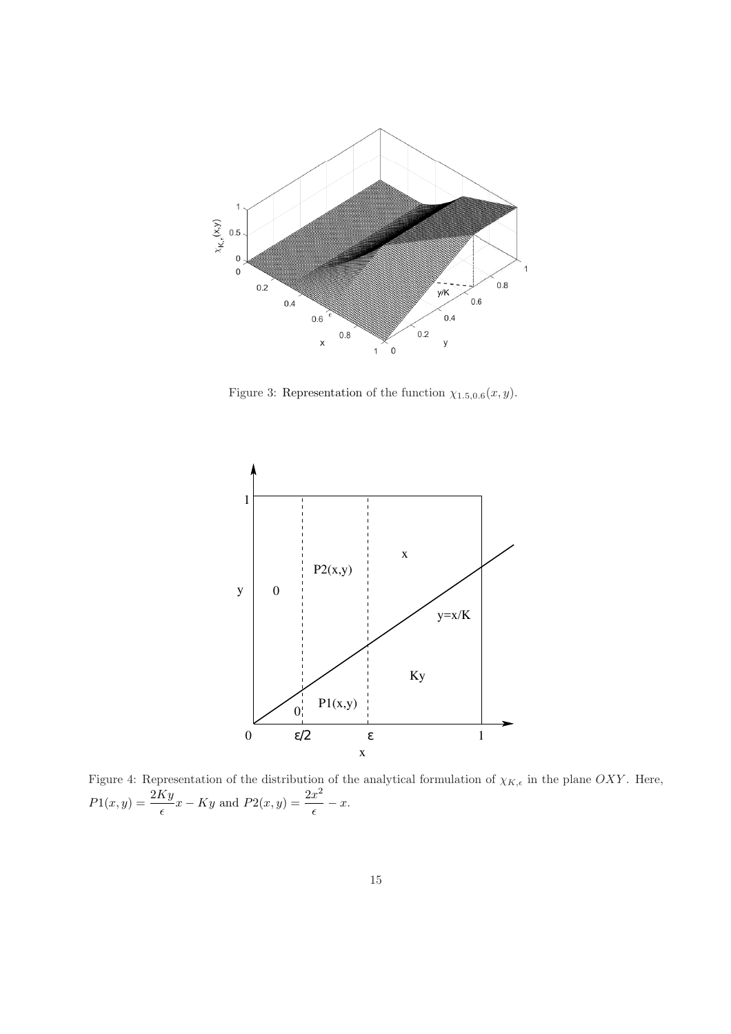Figure 3: Representation of the function $\chi_{1.5,0.6}(x, y)$.

Figure 4: Representation of the distribution of the analytical formulation of $\chi_{K,\epsilon}$ in the plane $OXY$. Here, $P1(x, y) = \dfrac{2Ky}{\epsilon}x - Ky$ and $P2(x, y) = \dfrac{2x^2}{\epsilon} - x$.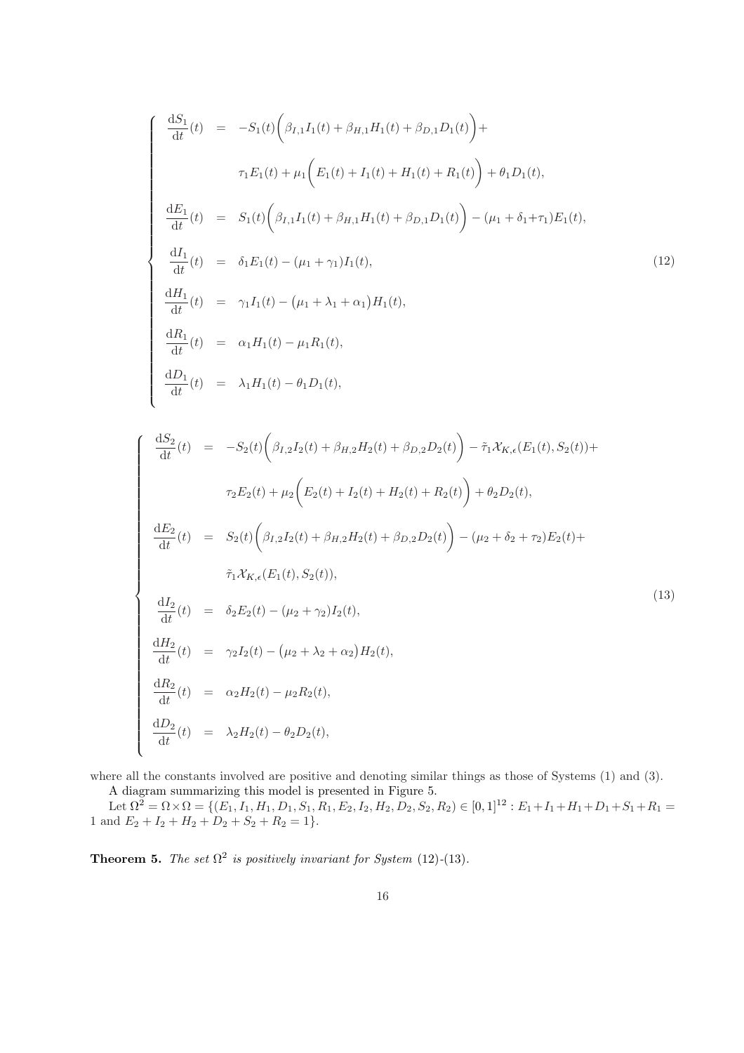$$
\left\{
\begin{array}{rcl}
\dfrac{\mathrm{d}S_1}{\mathrm{d}t}(t) &=& -S_1(t)\Big(\beta_{I,1}I_1(t) + \beta_{H,1}H_1(t) + \beta_{D,1}D_1(t)\Big) + \\
&& \tau_1 E_1(t) + \mu_1\Big(E_1(t) + I_1(t) + H_1(t) + R_1(t)\Big) + \theta_1 D_1(t), \\
\dfrac{\mathrm{d}E_1}{\mathrm{d}t}(t) &=& S_1(t)\Big(\beta_{I,1}I_1(t) + \beta_{H,1}H_1(t) + \beta_{D,1}D_1(t)\Big) - (\mu_1 + \delta_1 + \tau_1)E_1(t), \\
\dfrac{\mathrm{d}I_1}{\mathrm{d}t}(t) &=& \delta_1 E_1(t) - (\mu_1 + \gamma_1)I_1(t), \\
\dfrac{\mathrm{d}H_1}{\mathrm{d}t}(t) &=& \gamma_1 I_1(t) - \big(\mu_1 + \lambda_1 + \alpha_1\big)H_1(t), \\
\dfrac{\mathrm{d}R_1}{\mathrm{d}t}(t) &=& \alpha_1 H_1(t) - \mu_1 R_1(t), \\
\dfrac{\mathrm{d}D_1}{\mathrm{d}t}(t) &=& \lambda_1 H_1(t) - \theta_1 D_1(t),
\end{array}
\right.
\tag{12}
$$

$$
\left\{
\begin{array}{rcl}
\dfrac{\mathrm{d}S_2}{\mathrm{d}t}(t) &=& -S_2(t)\Big(\beta_{I,2}I_2(t) + \beta_{H,2}H_2(t) + \beta_{D,2}D_2(t)\Big) - \tilde{\tau}_1\mathcal{X}_{K,\epsilon}(E_1(t), S_2(t)) + \\
&& \tau_2 E_2(t) + \mu_2\Big(E_2(t) + I_2(t) + H_2(t) + R_2(t)\Big) + \theta_2 D_2(t), \\
\dfrac{\mathrm{d}E_2}{\mathrm{d}t}(t) &=& S_2(t)\Big(\beta_{I,2}I_2(t) + \beta_{H,2}H_2(t) + \beta_{D,2}D_2(t)\Big) - (\mu_2 + \delta_2 + \tau_2)E_2(t) + \\
&& \tilde{\tau}_1\mathcal{X}_{K,\epsilon}(E_1(t), S_2(t)), \\
\dfrac{\mathrm{d}I_2}{\mathrm{d}t}(t) &=& \delta_2 E_2(t) - (\mu_2 + \gamma_2)I_2(t), \\
\dfrac{\mathrm{d}H_2}{\mathrm{d}t}(t) &=& \gamma_2 I_2(t) - \big(\mu_2 + \lambda_2 + \alpha_2\big)H_2(t), \\
\dfrac{\mathrm{d}R_2}{\mathrm{d}t}(t) &=& \alpha_2 H_2(t) - \mu_2 R_2(t), \\
\dfrac{\mathrm{d}D_2}{\mathrm{d}t}(t) &=& \lambda_2 H_2(t) - \theta_2 D_2(t),
\end{array}
\right.
\tag{13}
$$

where all the constants involved are positive and denoting similar things as those of Systems (1) and (3).

A diagram summarizing this model is presented in Figure 5.

Let $\Omega^2 = \Omega \times \Omega = \{(E_1, I_1, H_1, D_1, S_1, R_1, E_2, I_2, H_2, D_2, S_2, R_2) \in [0,1]^{12} : E_1 + I_1 + H_1 + D_1 + S_1 + R_1 = 1 \text{ and } E_2 + I_2 + H_2 + D_2 + S_2 + R_2 = 1\}$.

**Theorem 5.** *The set $\Omega^2$ is positively invariant for System* (12)-(13).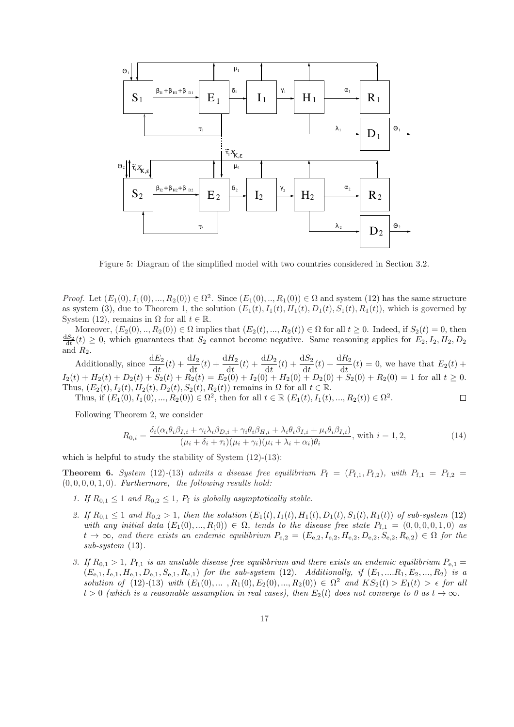Figure 5: Diagram of the simplified model with two countries considered in Section 3.2.

*Proof.* Let $(E_1(0), I_1(0), ..., R_2(0)) \in \Omega^2$. Since $(E_1(0), .., R_1(0)) \in \Omega$ and system (12) has the same structure as system (3), due to Theorem 1, the solution $(E_1(t), I_1(t), H_1(t), D_1(t), S_1(t), R_1(t))$, which is governed by System (12), remains in $\Omega$ for all $t \in \mathbb{R}$.

Moreover, $(E_2(0), .., R_2(0)) \in \Omega$ implies that $(E_2(t), ..., R_2(t)) \in \Omega$ for all $t \geq 0$. Indeed, if $S_2(t) = 0$, then $\frac{\mathrm{d}S_2}{\mathrm{d}t}(t) \geq 0$, which guarantees that $S_2$ cannot become negative. Same reasoning applies for $E_2, I_2, H_2, D_2$ and $R_2$.

Additionally, since $\frac{\mathrm{d}E_2}{\mathrm{d}t}(t) + \frac{\mathrm{d}I_2}{\mathrm{d}t}(t) + \frac{\mathrm{d}H_2}{\mathrm{d}t}(t) + \frac{\mathrm{d}D_2}{\mathrm{d}t}(t) + \frac{\mathrm{d}S_2}{\mathrm{d}t}(t) + \frac{\mathrm{d}R_2}{\mathrm{d}t}(t) = 0$, we have that $E_2(t) + I_2(t) + H_2(t) + D_2(t) + S_2(t) + R_2(t) = E_2(0) + I_2(0) + H_2(0) + D_2(0) + S_2(0) + R_2(0) = 1$ for all $t \geq 0$. Thus, $(E_2(t), I_2(t), H_2(t), D_2(t), S_2(t), R_2(t))$ remains in $\Omega$ for all $t \in \mathbb{R}$.

Thus, if $(E_1(0), I_1(0), ..., R_2(0)) \in \Omega^2$, then for all $t \in \mathbb{R}$ $(E_1(t), I_1(t), ..., R_2(t)) \in \Omega^2$. $\square$

Following Theorem 2, we consider

$$R_{0,i} = \frac{\delta_i(\alpha_i\theta_i\beta_{I,i} + \gamma_i\lambda_i\beta_{D,i} + \gamma_i\theta_i\beta_{H,i} + \lambda_i\theta_i\beta_{I,i} + \mu_i\theta_i\beta_{I,i})}{(\mu_i + \delta_i + \tau_i)(\mu_i + \gamma_i)(\mu_i + \lambda_i + \alpha_i)\theta_i}, \text{ with } i = 1, 2, \tag{14}$$

which is helpful to study the stability of System (12)-(13):

**Theorem 6.** *System (12)-(13) admits a disease free equilibrium $P_{\mathrm{f}} = (P_{\mathrm{f},1}, P_{\mathrm{f},2})$, with $P_{\mathrm{f},1} = P_{\mathrm{f},2} = (0, 0, 0, 0, 1, 0)$. Furthermore, the following results hold:*

1. *If $R_{0,1} \leq 1$ and $R_{0,2} \leq 1$, $P_{\mathrm{f}}$ is globally asymptotically stable.*
2. *If $R_{0,1} \leq 1$ and $R_{0,2} > 1$, then the solution $(E_1(t), I_1(t), H_1(t), D_1(t), S_1(t), R_1(t))$ of sub-system (12) with any initial data $(E_1(0), ..., R_(0)) \in \Omega$, tends to the disease free state $P_{\mathrm{f},1} = (0, 0, 0, 0, 1, 0)$ as $t \to \infty$, and there exists an endemic equilibrium $P_{\mathrm{e},2} = (E_{\mathrm{e},2}, I_{\mathrm{e},2}, H_{\mathrm{e},2}, D_{\mathrm{e},2}, S_{\mathrm{e},2}, R_{\mathrm{e},2}) \in \Omega$ for the sub-system (13).*
3. *If $R_{0,1} > 1$, $P_{\mathrm{f},1}$ is an unstable disease free equilibrium and there exists an endemic equilibrium $P_{\mathrm{e},1} = (E_{\mathrm{e},1}, I_{\mathrm{e},1}, H_{\mathrm{e},1}, D_{\mathrm{e},1}, S_{\mathrm{e},1}, R_{\mathrm{e},1})$ for the sub-system (12). Additionally, if $(E_1, ....R_1, E_2, ..., R_2)$ is a solution of (12)-(13) with $(E_1(0), \ldots, R_1(0), E_2(0), ..., R_2(0)) \in \Omega^2$ and $KS_2(t) > E_1(t) > \epsilon$ for all $t > 0$ (which is a reasonable assumption in real cases), then $E_2(t)$ does not converge to 0 as $t \to \infty$.*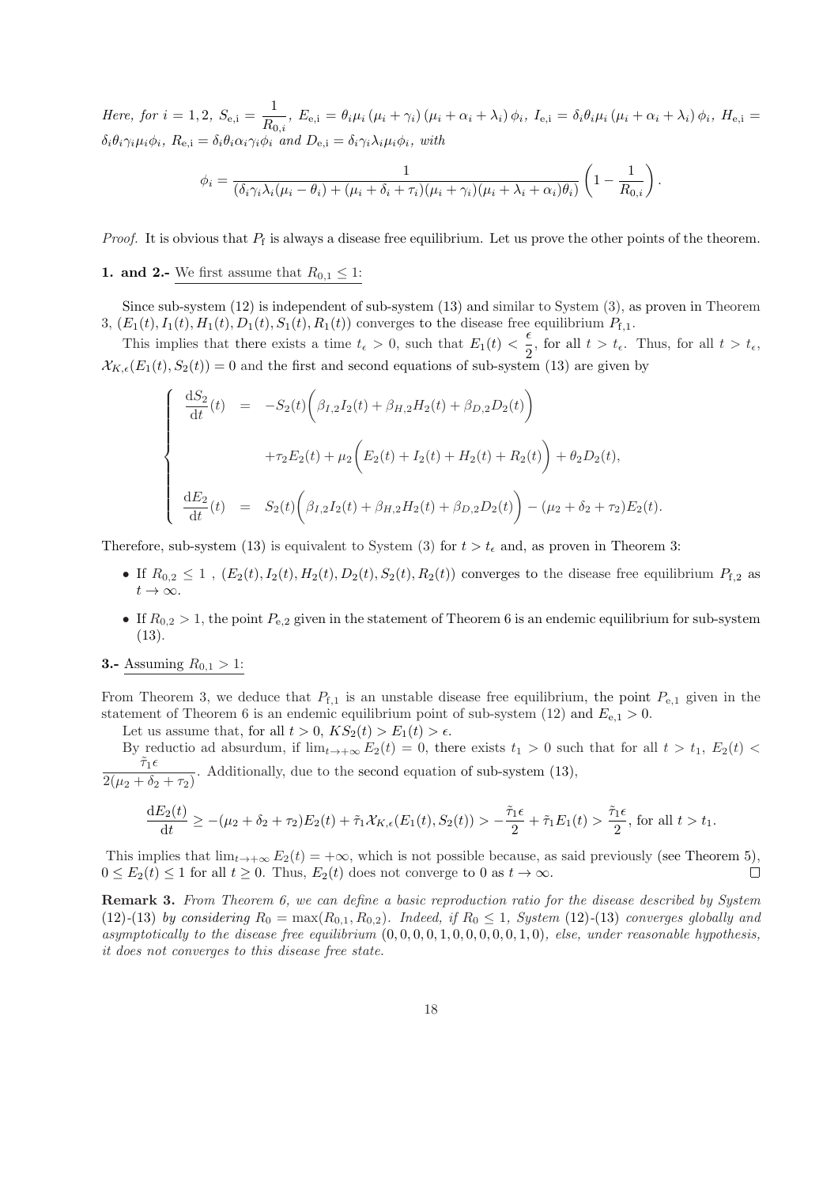*Here, for $i = 1, 2$, $S_{\mathrm{e,i}} = \dfrac{1}{R_{0,i}}$, $E_{\mathrm{e,i}} = \theta_i \mu_i (\mu_i + \gamma_i)(\mu_i + \alpha_i + \lambda_i)\phi_i$, $I_{\mathrm{e,i}} = \delta_i \theta_i \mu_i (\mu_i + \alpha_i + \lambda_i)\phi_i$, $H_{\mathrm{e,i}} = \delta_i \theta_i \gamma_i \mu_i \phi_i$, $R_{\mathrm{e,i}} = \delta_i \theta_i \alpha_i \gamma_i \phi_i$ and $D_{\mathrm{e,i}} = \delta_i \gamma_i \lambda_i \mu_i \phi_i$, with*

$$\phi_i = \frac{1}{(\delta_i \gamma_i \lambda_i (\mu_i - \theta_i) + (\mu_i + \delta_i + \tau_i)(\mu_i + \gamma_i)(\mu_i + \lambda_i + \alpha_i)\theta_i)} \left(1 - \frac{1}{R_{0,i}}\right).$$

*Proof.* It is obvious that $P_{\mathrm{f}}$ is always a disease free equilibrium. Let us prove the other points of the theorem.

**1. and 2.-** We first assume that $R_{0,1} \leq 1$:

Since sub-system (12) is independent of sub-system (13) and similar to System (3), as proven in Theorem 3, $(E_1(t), I_1(t), H_1(t), D_1(t), S_1(t), R_1(t))$ converges to the disease free equilibrium $P_{\mathrm{f},1}$.

This implies that there exists a time $t_\epsilon > 0$, such that $E_1(t) < \dfrac{\epsilon}{2}$, for all $t > t_\epsilon$. Thus, for all $t > t_\epsilon$, $\mathcal{X}_{K,\epsilon}(E_1(t), S_2(t)) = 0$ and the first and second equations of sub-system (13) are given by

$$\left\{ \begin{array}{rcl} \dfrac{\mathrm{d}S_2}{\mathrm{d}t}(t) &=& -S_2(t)\Big(\beta_{I,2} I_2(t) + \beta_{H,2} H_2(t) + \beta_{D,2} D_2(t)\Big) \\ && +\tau_2 E_2(t) + \mu_2 \Big(E_2(t) + I_2(t) + H_2(t) + R_2(t)\Big) + \theta_2 D_2(t), \\ \dfrac{\mathrm{d}E_2}{\mathrm{d}t}(t) &=& S_2(t)\Big(\beta_{I,2} I_2(t) + \beta_{H,2} H_2(t) + \beta_{D,2} D_2(t)\Big) - (\mu_2 + \delta_2 + \tau_2) E_2(t). \end{array} \right.$$

Therefore, sub-system (13) is equivalent to System (3) for $t > t_\epsilon$ and, as proven in Theorem 3:

- If $R_{0,2} \leq 1$ , $(E_2(t), I_2(t), H_2(t), D_2(t), S_2(t), R_2(t))$ converges to the disease free equilibrium $P_{\mathrm{f},2}$ as $t \to \infty$.
- If $R_{0,2} > 1$, the point $P_{\mathrm{e},2}$ given in the statement of Theorem 6 is an endemic equilibrium for sub-system (13).

**3.-** Assuming $R_{0,1} > 1$:

From Theorem 3, we deduce that $P_{\mathrm{f},1}$ is an unstable disease free equilibrium, the point $P_{\mathrm{e},1}$ given in the statement of Theorem 6 is an endemic equilibrium point of sub-system (12) and $E_{\mathrm{e},1} > 0$.

Let us assume that, for all $t > 0$, $KS_2(t) > E_1(t) > \epsilon$.

By reductio ad absurdum, if $\lim_{t \to +\infty} E_2(t) = 0$, there exists $t_1 > 0$ such that for all $t > t_1$, $E_2(t) < \dfrac{\tilde{\tau}_1 \epsilon}{2(\mu_2 + \delta_2 + \tau_2)}$. Additionally, due to the second equation of sub-system (13),

$$\frac{\mathrm{d}E_2(t)}{\mathrm{d}t} \geq -(\mu_2 + \delta_2 + \tau_2) E_2(t) + \tilde{\tau}_1 \mathcal{X}_{K,\epsilon}(E_1(t), S_2(t)) > -\frac{\tilde{\tau}_1 \epsilon}{2} + \tilde{\tau}_1 E_1(t) > \frac{\tilde{\tau}_1 \epsilon}{2}, \text{ for all } t > t_1.$$

This implies that $\lim_{t \to +\infty} E_2(t) = +\infty$, which is not possible because, as said previously (see Theorem 5), $0 \leq E_2(t) \leq 1$ for all $t \geq 0$. Thus, $E_2(t)$ does not converge to 0 as $t \to \infty$. $\square$

**Remark 3.** *From Theorem 6, we can define a basic reproduction ratio for the disease described by System (12)-(13) by considering $R_0 = \max(R_{0,1}, R_{0,2})$. Indeed, if $R_0 \leq 1$, System (12)-(13) converges globally and asymptotically to the disease free equilibrium $(0, 0, 0, 0, 1, 0, 0, 0, 0, 0, 1, 0)$, else, under reasonable hypothesis, it does not converges to this disease free state.*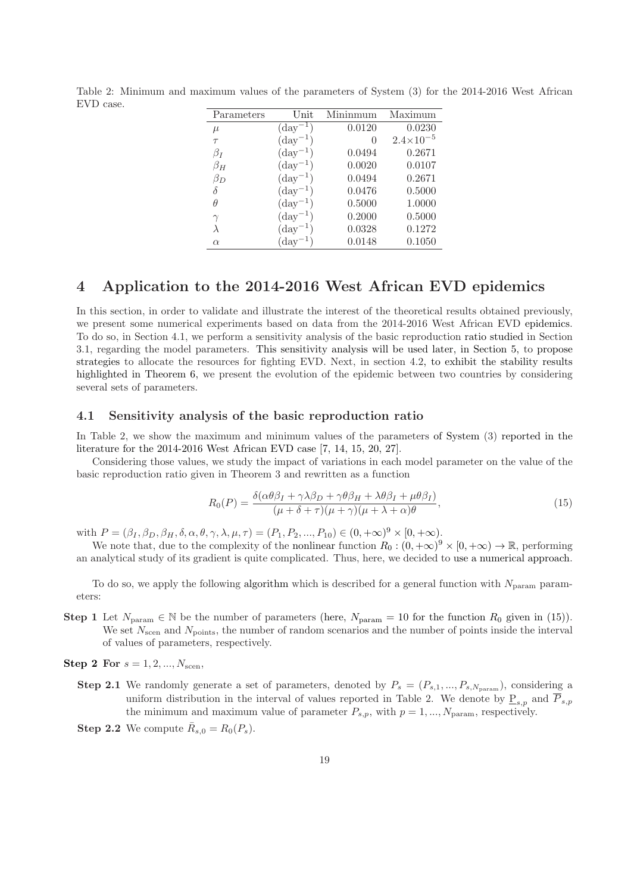Table 2: Minimum and maximum values of the parameters of System (3) for the 2014-2016 West African EVD case.

| Parameters | Unit | Mininmum | Maximum |
|---|---|---|---|
| $\mu$ | $(\text{day}^{-1})$ | 0.0120 | 0.0230 |
| $\tau$ | $(\text{day}^{-1})$ | 0 | $2.4\times10^{-5}$ |
| $\beta_I$ | $(\text{day}^{-1})$ | 0.0494 | 0.2671 |
| $\beta_H$ | $(\text{day}^{-1})$ | 0.0020 | 0.0107 |
| $\beta_D$ | $(\text{day}^{-1})$ | 0.0494 | 0.2671 |
| $\delta$ | $(\text{day}^{-1})$ | 0.0476 | 0.5000 |
| $\theta$ | $(\text{day}^{-1})$ | 0.5000 | 1.0000 |
| $\gamma$ | $(\text{day}^{-1})$ | 0.2000 | 0.5000 |
| $\lambda$ | $(\text{day}^{-1})$ | 0.0328 | 0.1272 |
| $\alpha$ | $(\text{day}^{-1})$ | 0.0148 | 0.1050 |

# 4 Application to the 2014-2016 West African EVD epidemics

In this section, in order to validate and illustrate the interest of the theoretical results obtained previously, we present some numerical experiments based on data from the 2014-2016 West African EVD epidemics. To do so, in Section 4.1, we perform a sensitivity analysis of the basic reproduction ratio studied in Section 3.1, regarding the model parameters. This sensitivity analysis will be used later, in Section 5, to propose strategies to allocate the resources for fighting EVD. Next, in section 4.2, to exhibit the stability results highlighted in Theorem 6, we present the evolution of the epidemic between two countries by considering several sets of parameters.

## 4.1 Sensitivity analysis of the basic reproduction ratio

In Table 2, we show the maximum and minimum values of the parameters of System (3) reported in the literature for the 2014-2016 West African EVD case [7, 14, 15, 20, 27].

Considering those values, we study the impact of variations in each model parameter on the value of the basic reproduction ratio given in Theorem 3 and rewritten as a function

$$R_0(P) = \frac{\delta(\alpha\theta\beta_I + \gamma\lambda\beta_D + \gamma\theta\beta_H + \lambda\theta\beta_I + \mu\theta\beta_I)}{(\mu+\delta+\tau)(\mu+\gamma)(\mu+\lambda+\alpha)\theta}, \tag{15}$$

with $P = (\beta_I, \beta_D, \beta_H, \delta, \alpha, \theta, \gamma, \lambda, \mu, \tau) = (P_1, P_2, ..., P_{10}) \in (0, +\infty)^9 \times [0, +\infty)$.

We note that, due to the complexity of the nonlinear function $R_0 : (0, +\infty)^9 \times [0, +\infty) \to \mathbb{R}$, performing an analytical study of its gradient is quite complicated. Thus, here, we decided to use a numerical approach.

To do so, we apply the following algorithm which is described for a general function with $N_{\text{param}}$ parameters:

**Step 1** Let $N_{\text{param}} \in \mathbb{N}$ be the number of parameters (here, $N_{\text{param}} = 10$ for the function $R_0$ given in (15)). We set $N_{\text{scen}}$ and $N_{\text{points}}$, the number of random scenarios and the number of points inside the interval of values of parameters, respectively.

**Step 2 For** $s = 1, 2, ..., N_{\text{scen}}$,

**Step 2.1** We randomly generate a set of parameters, denoted by $P_s = (P_{s,1}, ..., P_{s,N_{\text{param}}})$, considering a uniform distribution in the interval of values reported in Table 2. We denote by $\underline{P}_{s,p}$ and $\overline{P}_{s,p}$ the minimum and maximum value of parameter $P_{s,p}$, with $p = 1, ..., N_{\text{param}}$, respectively.

**Step 2.2** We compute $\bar{R}_{s,0} = R_0(P_s)$.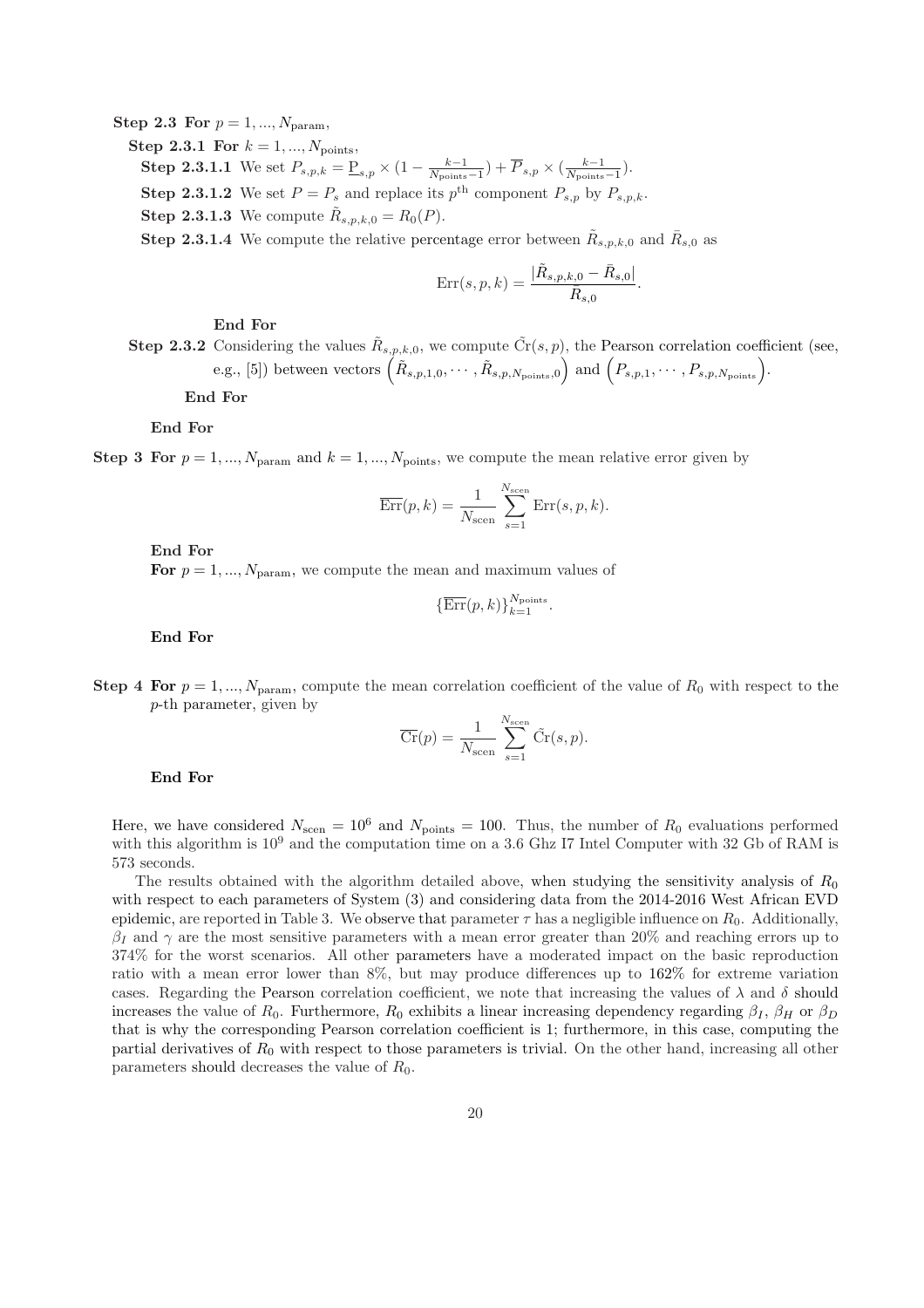**Step 2.3** **For** $p = 1, ..., N_{\text{param}}$,

**Step 2.3.1** **For** $k = 1, ..., N_{\text{points}}$,

**Step 2.3.1.1** We set $P_{s,p,k} = \underline{P}_{s,p} \times (1 - \frac{k-1}{N_{\text{points}}-1}) + \overline{P}_{s,p} \times (\frac{k-1}{N_{\text{points}}-1})$.

**Step 2.3.1.2** We set $P = P_s$ and replace its $p^{\text{th}}$ component $P_{s,p}$ by $P_{s,p,k}$.

**Step 2.3.1.3** We compute $\tilde{R}_{s,p,k,0} = R_0(P)$.

**Step 2.3.1.4** We compute the relative percentage error between $\tilde{R}_{s,p,k,0}$ and $\bar{R}_{s,0}$ as

$$\text{Err}(s, p, k) = \frac{|\tilde{R}_{s,p,k,0} - \bar{R}_{s,0}|}{\bar{R}_{s,0}}.$$

**End For**

**Step 2.3.2** Considering the values $\tilde{R}_{s,p,k,0}$, we compute $\tilde{\text{Cr}}(s, p)$, the Pearson correlation coefficient (see, e.g., [5]) between vectors $\left(\tilde{R}_{s,p,1,0}, \cdots, \tilde{R}_{s,p,N_{\text{points}},0}\right)$ and $\left(P_{s,p,1}, \cdots, P_{s,p,N_{\text{points}}}\right)$.

**End For**

**End For**

**Step 3** **For** $p = 1, ..., N_{\text{param}}$ and $k = 1, ..., N_{\text{points}}$, we compute the mean relative error given by

$$\overline{\text{Err}}(p, k) = \frac{1}{N_{\text{scen}}} \sum_{s=1}^{N_{\text{scen}}} \text{Err}(s, p, k).$$

**End For**

**For** $p = 1, ..., N_{\text{param}}$, we compute the mean and maximum values of

$$\{\overline{\text{Err}}(p, k)\}_{k=1}^{N_{\text{points}}}.$$

**End For**

**Step 4** **For** $p = 1, ..., N_{\text{param}}$, compute the mean correlation coefficient of the value of $R_0$ with respect to the $p$-th parameter, given by

$$\overline{\text{Cr}}(p) = \frac{1}{N_{\text{scen}}} \sum_{s=1}^{N_{\text{scen}}} \tilde{\text{Cr}}(s, p).$$

**End For**

Here, we have considered $N_{\text{scen}} = 10^6$ and $N_{\text{points}} = 100$. Thus, the number of $R_0$ evaluations performed with this algorithm is $10^9$ and the computation time on a 3.6 Ghz I7 Intel Computer with 32 Gb of RAM is 573 seconds.

The results obtained with the algorithm detailed above, when studying the sensitivity analysis of $R_0$ with respect to each parameters of System (3) and considering data from the 2014-2016 West African EVD epidemic, are reported in Table 3. We observe that parameter $\tau$ has a negligible influence on $R_0$. Additionally, $\beta_I$ and $\gamma$ are the most sensitive parameters with a mean error greater than 20% and reaching errors up to 374% for the worst scenarios. All other parameters have a moderated impact on the basic reproduction ratio with a mean error lower than 8%, but may produce differences up to 162% for extreme variation cases. Regarding the Pearson correlation coefficient, we note that increasing the values of $\lambda$ and $\delta$ should increases the value of $R_0$. Furthermore, $R_0$ exhibits a linear increasing dependency regarding $\beta_I$, $\beta_H$ or $\beta_D$ that is why the corresponding Pearson correlation coefficient is 1; furthermore, in this case, computing the partial derivatives of $R_0$ with respect to those parameters is trivial. On the other hand, increasing all other parameters should decreases the value of $R_0$.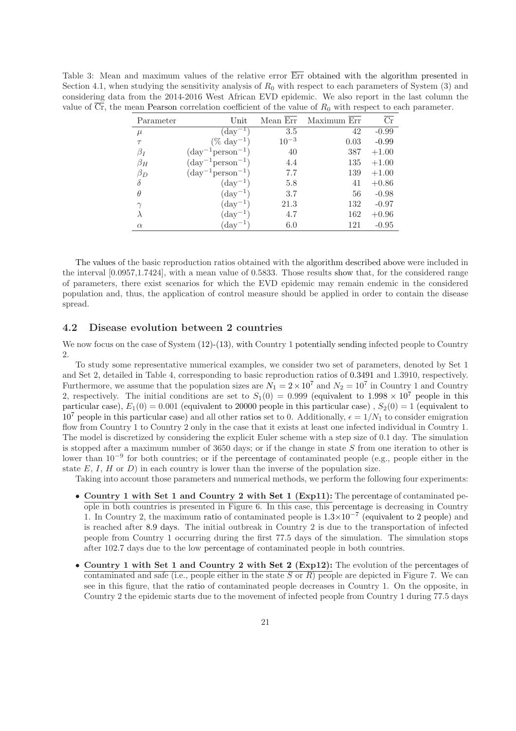Table 3: Mean and maximum values of the relative error $\overline{\text{Err}}$ obtained with the algorithm presented in Section 4.1, when studying the sensitivity analysis of $R_0$ with respect to each parameters of System (3) and considering data from the 2014-2016 West African EVD epidemic. We also report in the last column the value of $\overline{\text{Cr}}$, the mean Pearson correlation coefficient of the value of $R_0$ with respect to each parameter.

| Parameter | Unit | Mean $\overline{\text{Err}}$ | Maximum $\overline{\text{Err}}$ | $\overline{\text{Cr}}$ |
|---|---|---|---|---|
| $\mu$ | $(\text{day}^{-1})$ | 3.5 | 42 | -0.99 |
| $\tau$ | $(\%\ \text{day}^{-1})$ | $10^{-3}$ | 0.03 | -0.99 |
| $\beta_I$ | $(\text{day}^{-1}\text{person}^{-1})$ | 40 | 387 | +1.00 |
| $\beta_H$ | $(\text{day}^{-1}\text{person}^{-1})$ | 4.4 | 135 | +1.00 |
| $\beta_D$ | $(\text{day}^{-1}\text{person}^{-1})$ | 7.7 | 139 | +1.00 |
| $\delta$ | $(\text{day}^{-1})$ | 5.8 | 41 | +0.86 |
| $\theta$ | $(\text{day}^{-1})$ | 3.7 | 56 | -0.98 |
| $\gamma$ | $(\text{day}^{-1})$ | 21.3 | 132 | -0.97 |
| $\lambda$ | $(\text{day}^{-1})$ | 4.7 | 162 | +0.96 |
| $\alpha$ | $(\text{day}^{-1})$ | 6.0 | 121 | -0.95 |

The values of the basic reproduction ratios obtained with the algorithm described above were included in the interval [0.0957,1.7424], with a mean value of 0.5833. Those results show that, for the considered range of parameters, there exist scenarios for which the EVD epidemic may remain endemic in the considered population and, thus, the application of control measure should be applied in order to contain the disease spread.

## 4.2 Disease evolution between 2 countries

We now focus on the case of System (12)-(13), with Country 1 potentially sending infected people to Country 2.

To study some representative numerical examples, we consider two set of parameters, denoted by Set 1 and Set 2, detailed in Table 4, corresponding to basic reproduction ratios of 0.3491 and 1.3910, respectively. Furthermore, we assume that the population sizes are $N_1 = 2 \times 10^7$ and $N_2 = 10^7$ in Country 1 and Country 2, respectively. The initial conditions are set to $S_1(0) = 0.999$ (equivalent to $1.998 \times 10^7$ people in this particular case), $E_1(0) = 0.001$ (equivalent to 20000 people in this particular case) , $S_2(0) = 1$ (equivalent to $10^7$ people in this particular case) and all other ratios set to 0. Additionally, $\epsilon = 1/N_1$ to consider emigration flow from Country 1 to Country 2 only in the case that it exists at least one infected individual in Country 1. The model is discretized by considering the explicit Euler scheme with a step size of 0.1 day. The simulation is stopped after a maximum number of 3650 days; or if the change in state $S$ from one iteration to other is lower than $10^{-9}$ for both countries; or if the percentage of contaminated people (e.g., people either in the state $E$, $I$, $H$ or $D$) in each country is lower than the inverse of the population size.

Taking into account those parameters and numerical methods, we perform the following four experiments:

- **Country 1 with Set 1 and Country 2 with Set 1 (Exp11):** The percentage of contaminated people in both countries is presented in Figure 6. In this case, this percentage is decreasing in Country 1. In Country 2, the maximum ratio of contaminated people is $1.3 \times 10^{-7}$ (equivalent to 2 people) and is reached after 8.9 days. The initial outbreak in Country 2 is due to the transportation of infected people from Country 1 occurring during the first 77.5 days of the simulation. The simulation stops after 102.7 days due to the low percentage of contaminated people in both countries.
- **Country 1 with Set 1 and Country 2 with Set 2 (Exp12):** The evolution of the percentages of contaminated and safe (i.e., people either in the state $S$ or $R$) people are depicted in Figure 7. We can see in this figure, that the ratio of contaminated people decreases in Country 1. On the opposite, in Country 2 the epidemic starts due to the movement of infected people from Country 1 during 77.5 days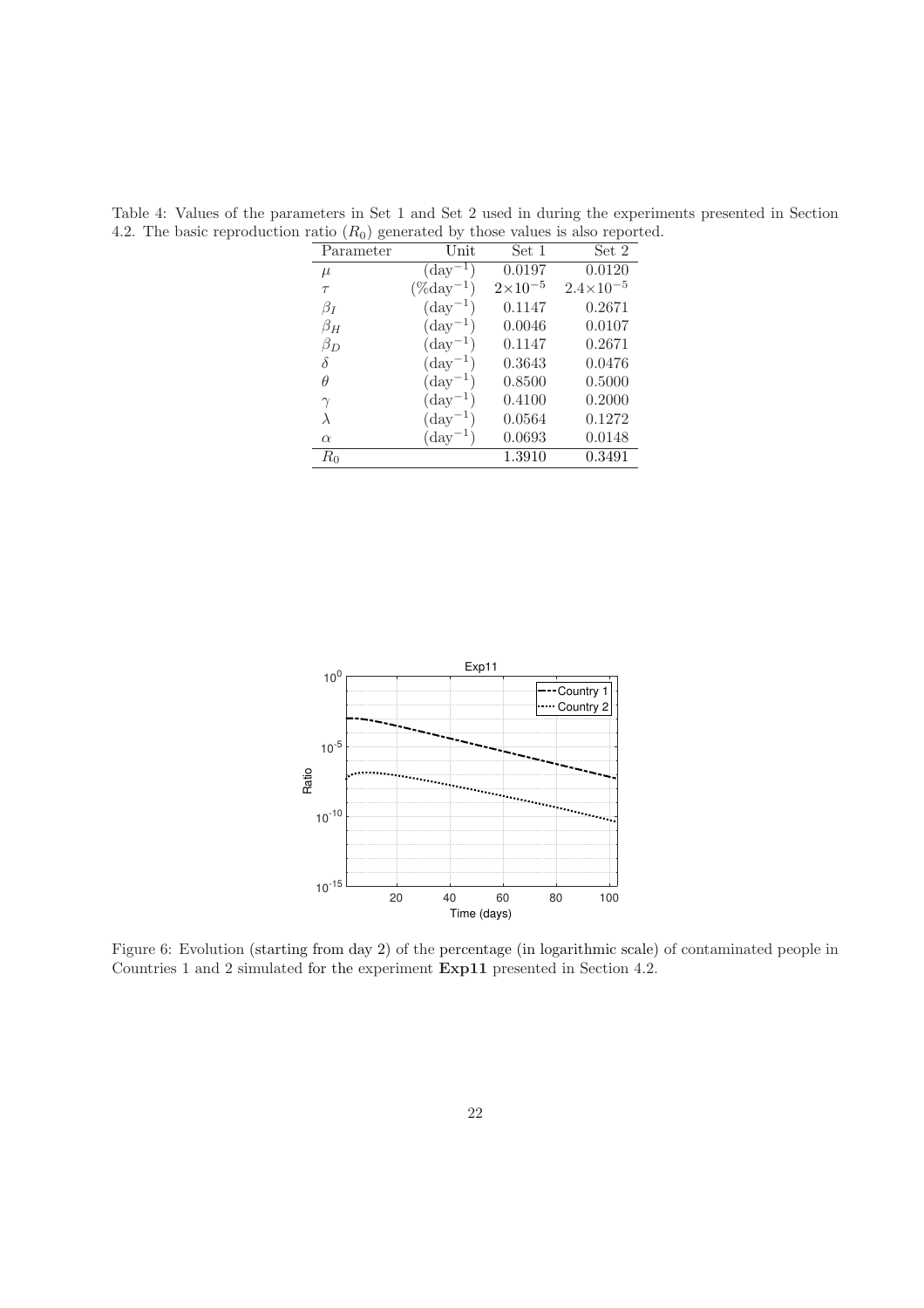Table 4: Values of the parameters in Set 1 and Set 2 used in during the experiments presented in Section 4.2. The basic reproduction ratio ($R_0$) generated by those values is also reported.

| Parameter | Unit | Set 1 | Set 2 |
|---|---|---|---|
| $\mu$ | (day$^{-1}$) | 0.0197 | 0.0120 |
| $\tau$ | (%day$^{-1}$) | $2\times10^{-5}$ | $2.4\times10^{-5}$ |
| $\beta_I$ | (day$^{-1}$) | 0.1147 | 0.2671 |
| $\beta_H$ | (day$^{-1}$) | 0.0046 | 0.0107 |
| $\beta_D$ | (day$^{-1}$) | 0.1147 | 0.2671 |
| $\delta$ | (day$^{-1}$) | 0.3643 | 0.0476 |
| $\theta$ | (day$^{-1}$) | 0.8500 | 0.5000 |
| $\gamma$ | (day$^{-1}$) | 0.4100 | 0.2000 |
| $\lambda$ | (day$^{-1}$) | 0.0564 | 0.1272 |
| $\alpha$ | (day$^{-1}$) | 0.0693 | 0.0148 |
| $R_0$ | | 1.3910 | 0.3491 |

Figure 6: Evolution (starting from day 2) of the percentage (in logarithmic scale) of contaminated people in Countries 1 and 2 simulated for the experiment **Exp11** presented in Section 4.2.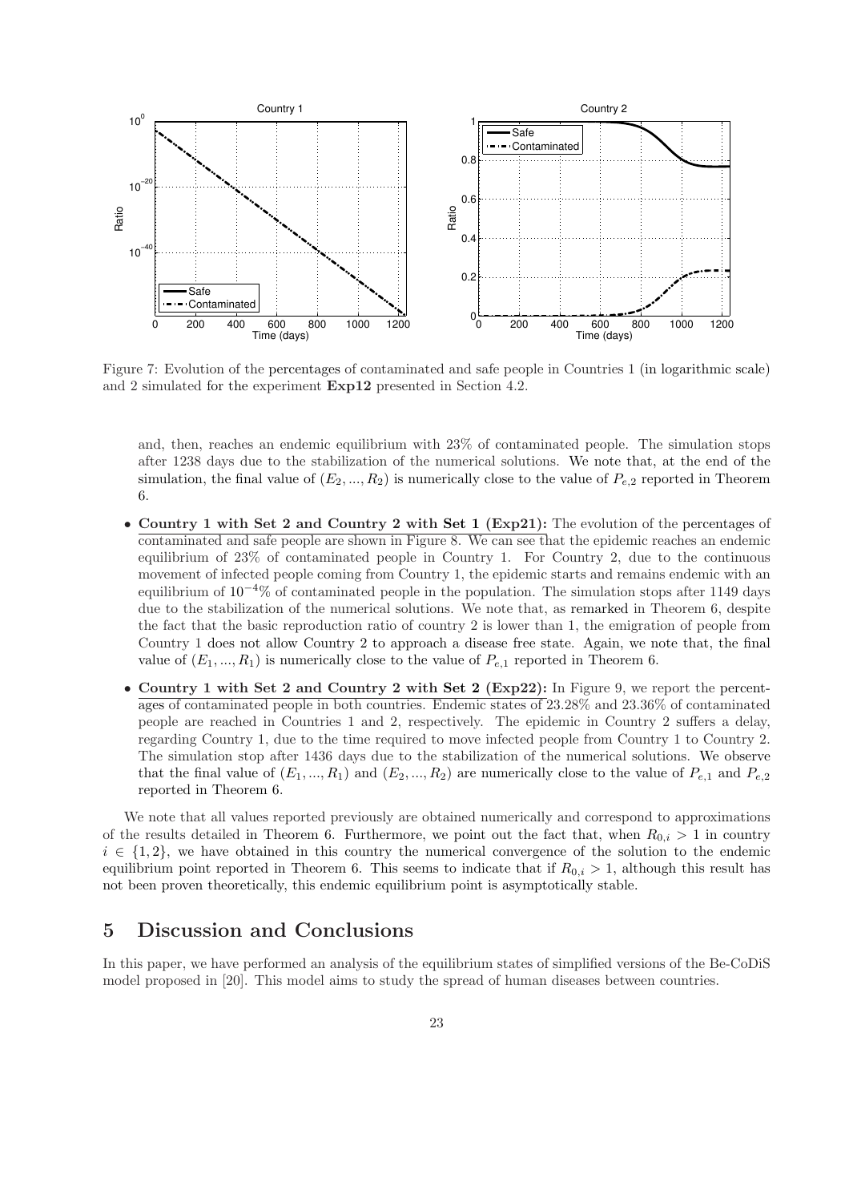Figure 7: Evolution of the percentages of contaminated and safe people in Countries 1 (in logarithmic scale) and 2 simulated for the experiment **Exp12** presented in Section 4.2.

and, then, reaches an endemic equilibrium with 23% of contaminated people. The simulation stops after 1238 days due to the stabilization of the numerical solutions. We note that, at the end of the simulation, the final value of $(E_2, ..., R_2)$ is numerically close to the value of $P_{e,2}$ reported in Theorem 6.

- **Country 1 with Set 2 and Country 2 with Set 1 (Exp21):** The evolution of the percentages of contaminated and safe people are shown in Figure 8. We can see that the epidemic reaches an endemic equilibrium of 23% of contaminated people in Country 1. For Country 2, due to the continuous movement of infected people coming from Country 1, the epidemic starts and remains endemic with an equilibrium of $10^{-4}$% of contaminated people in the population. The simulation stops after 1149 days due to the stabilization of the numerical solutions. We note that, as remarked in Theorem 6, despite the fact that the basic reproduction ratio of country 2 is lower than 1, the emigration of people from Country 1 does not allow Country 2 to approach a disease free state. Again, we note that, the final value of $(E_1, ..., R_1)$ is numerically close to the value of $P_{e,1}$ reported in Theorem 6.
- **Country 1 with Set 2 and Country 2 with Set 2 (Exp22):** In Figure 9, we report the percentages of contaminated people in both countries. Endemic states of 23.28% and 23.36% of contaminated people are reached in Countries 1 and 2, respectively. The epidemic in Country 2 suffers a delay, regarding Country 1, due to the time required to move infected people from Country 1 to Country 2. The simulation stop after 1436 days due to the stabilization of the numerical solutions. We observe that the final value of $(E_1, ..., R_1)$ and $(E_2, ..., R_2)$ are numerically close to the value of $P_{e,1}$ and $P_{e,2}$ reported in Theorem 6.

We note that all values reported previously are obtained numerically and correspond to approximations of the results detailed in Theorem 6. Furthermore, we point out the fact that, when $R_{0,i} > 1$ in country $i \in \{1, 2\}$, we have obtained in this country the numerical convergence of the solution to the endemic equilibrium point reported in Theorem 6. This seems to indicate that if $R_{0,i} > 1$, although this result has not been proven theoretically, this endemic equilibrium point is asymptotically stable.

# 5 Discussion and Conclusions

In this paper, we have performed an analysis of the equilibrium states of simplified versions of the Be-CoDiS model proposed in [20]. This model aims to study the spread of human diseases between countries.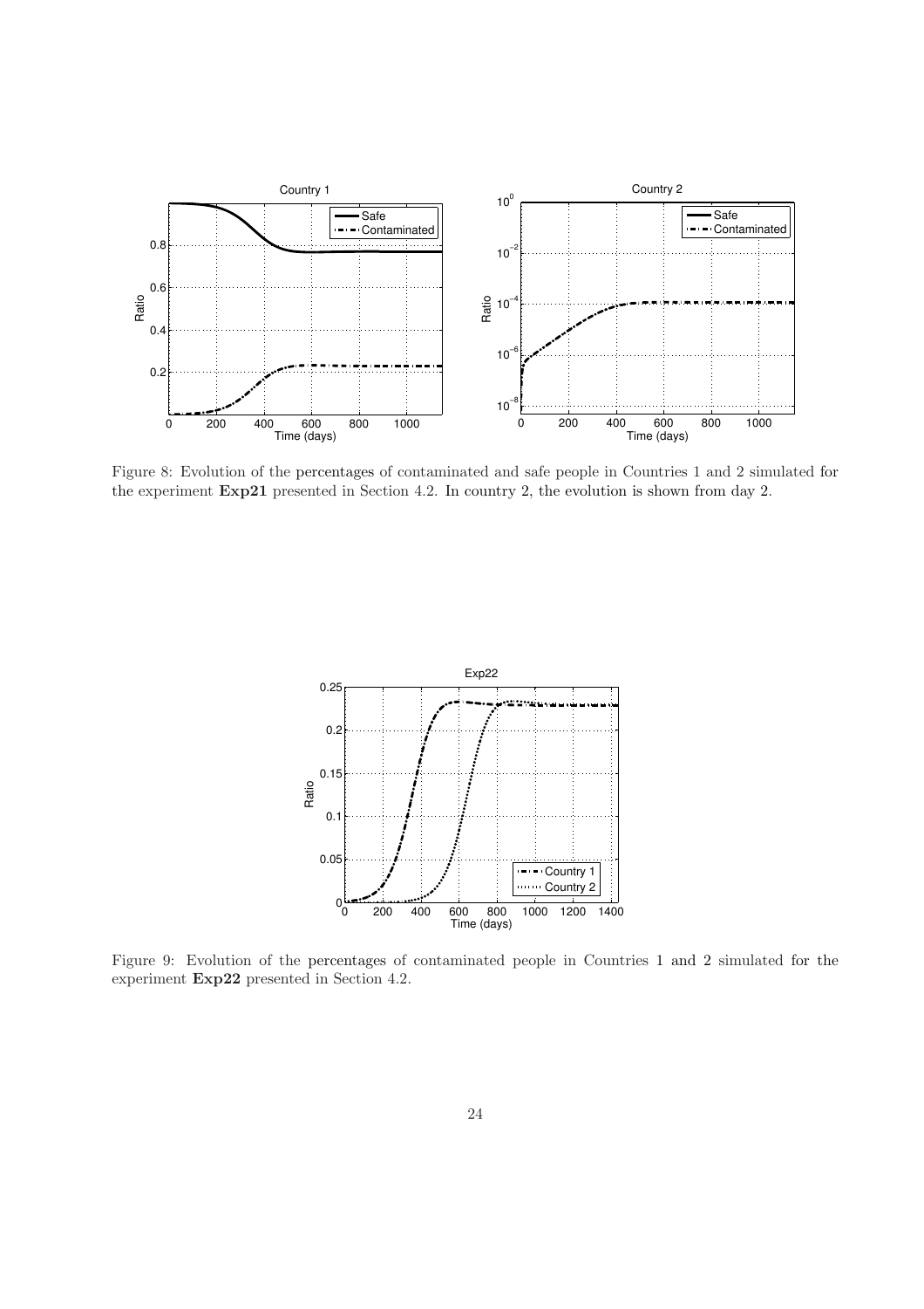Figure 8: Evolution of the percentages of contaminated and safe people in Countries 1 and 2 simulated for the experiment **Exp21** presented in Section 4.2. In country 2, the evolution is shown from day 2.

Figure 9: Evolution of the percentages of contaminated people in Countries 1 and 2 simulated for the experiment **Exp22** presented in Section 4.2.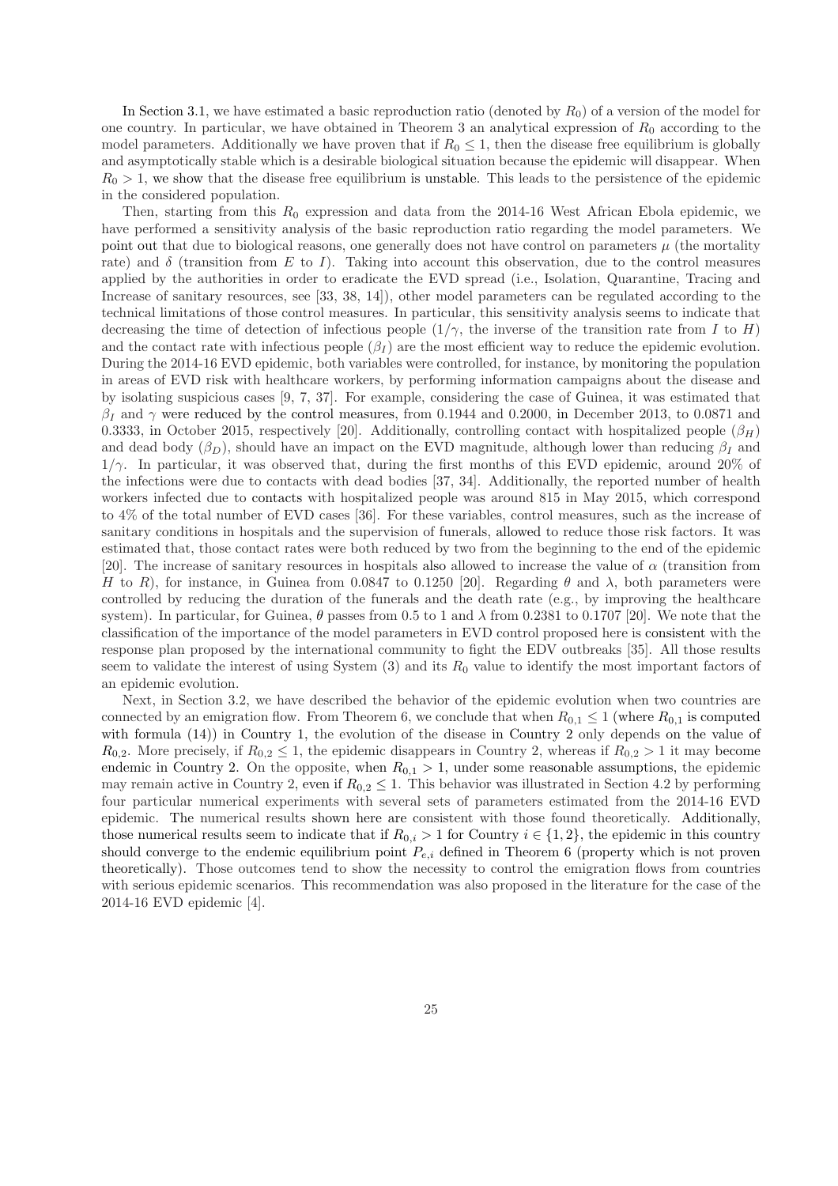In Section 3.1, we have estimated a basic reproduction ratio (denoted by $R_0$) of a version of the model for one country. In particular, we have obtained in Theorem 3 an analytical expression of $R_0$ according to the model parameters. Additionally we have proven that if $R_0 \leq 1$, then the disease free equilibrium is globally and asymptotically stable which is a desirable biological situation because the epidemic will disappear. When $R_0 > 1$, we show that the disease free equilibrium is unstable. This leads to the persistence of the epidemic in the considered population.

Then, starting from this $R_0$ expression and data from the 2014-16 West African Ebola epidemic, we have performed a sensitivity analysis of the basic reproduction ratio regarding the model parameters. We point out that due to biological reasons, one generally does not have control on parameters $\mu$ (the mortality rate) and $\delta$ (transition from $E$ to $I$). Taking into account this observation, due to the control measures applied by the authorities in order to eradicate the EVD spread (i.e., Isolation, Quarantine, Tracing and Increase of sanitary resources, see [33, 38, 14]), other model parameters can be regulated according to the technical limitations of those control measures. In particular, this sensitivity analysis seems to indicate that decreasing the time of detection of infectious people ($1/\gamma$, the inverse of the transition rate from $I$ to $H$) and the contact rate with infectious people ($\beta_I$) are the most efficient way to reduce the epidemic evolution. During the 2014-16 EVD epidemic, both variables were controlled, for instance, by monitoring the population in areas of EVD risk with healthcare workers, by performing information campaigns about the disease and by isolating suspicious cases [9, 7, 37]. For example, considering the case of Guinea, it was estimated that $\beta_I$ and $\gamma$ were reduced by the control measures, from 0.1944 and 0.2000, in December 2013, to 0.0871 and 0.3333, in October 2015, respectively [20]. Additionally, controlling contact with hospitalized people ($\beta_H$) and dead body ($\beta_D$), should have an impact on the EVD magnitude, although lower than reducing $\beta_I$ and $1/\gamma$. In particular, it was observed that, during the first months of this EVD epidemic, around 20% of the infections were due to contacts with dead bodies [37, 34]. Additionally, the reported number of health workers infected due to contacts with hospitalized people was around 815 in May 2015, which correspond to 4% of the total number of EVD cases [36]. For these variables, control measures, such as the increase of sanitary conditions in hospitals and the supervision of funerals, allowed to reduce those risk factors. It was estimated that, those contact rates were both reduced by two from the beginning to the end of the epidemic [20]. The increase of sanitary resources in hospitals also allowed to increase the value of $\alpha$ (transition from $H$ to $R$), for instance, in Guinea from 0.0847 to 0.1250 [20]. Regarding $\theta$ and $\lambda$, both parameters were controlled by reducing the duration of the funerals and the death rate (e.g., by improving the healthcare system). In particular, for Guinea, $\theta$ passes from 0.5 to 1 and $\lambda$ from 0.2381 to 0.1707 [20]. We note that the classification of the importance of the model parameters in EVD control proposed here is consistent with the response plan proposed by the international community to fight the EDV outbreaks [35]. All those results seem to validate the interest of using System (3) and its $R_0$ value to identify the most important factors of an epidemic evolution.

Next, in Section 3.2, we have described the behavior of the epidemic evolution when two countries are connected by an emigration flow. From Theorem 6, we conclude that when $R_{0,1} \leq 1$ (where $R_{0,1}$ is computed with formula (14)) in Country 1, the evolution of the disease in Country 2 only depends on the value of $R_{0,2}$. More precisely, if $R_{0,2} \leq 1$, the epidemic disappears in Country 2, whereas if $R_{0,2} > 1$ it may become endemic in Country 2. On the opposite, when $R_{0,1} > 1$, under some reasonable assumptions, the epidemic may remain active in Country 2, even if $R_{0,2} \leq 1$. This behavior was illustrated in Section 4.2 by performing four particular numerical experiments with several sets of parameters estimated from the 2014-16 EVD epidemic. The numerical results shown here are consistent with those found theoretically. Additionally, those numerical results seem to indicate that if $R_{0,i} > 1$ for Country $i \in \{1, 2\}$, the epidemic in this country should converge to the endemic equilibrium point $P_{e,i}$ defined in Theorem 6 (property which is not proven theoretically). Those outcomes tend to show the necessity to control the emigration flows from countries with serious epidemic scenarios. This recommendation was also proposed in the literature for the case of the 2014-16 EVD epidemic [4].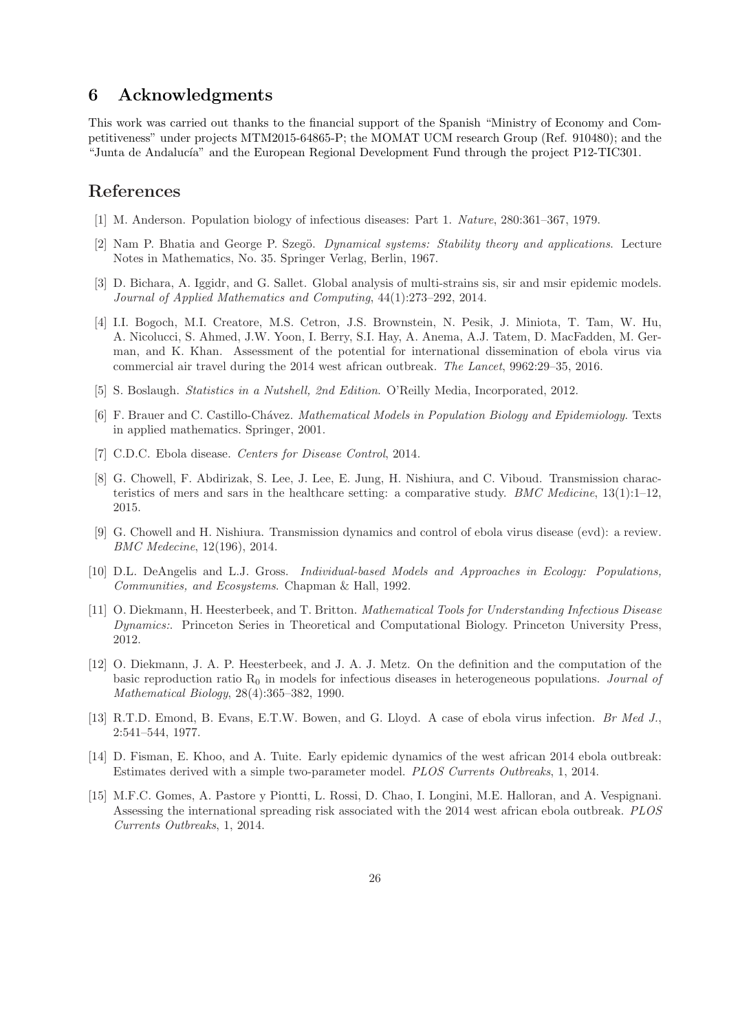## 6 Acknowledgments

This work was carried out thanks to the financial support of the Spanish "Ministry of Economy and Competitiveness" under projects MTM2015-64865-P; the MOMAT UCM research Group (Ref. 910480); and the "Junta de Andalucía" and the European Regional Development Fund through the project P12-TIC301.

## References

[1] M. Anderson. Population biology of infectious diseases: Part 1. *Nature*, 280:361–367, 1979.

[2] Nam P. Bhatia and George P. Szegö. *Dynamical systems: Stability theory and applications*. Lecture Notes in Mathematics, No. 35. Springer Verlag, Berlin, 1967.

[3] D. Bichara, A. Iggidr, and G. Sallet. Global analysis of multi-strains sis, sir and msir epidemic models. *Journal of Applied Mathematics and Computing*, 44(1):273–292, 2014.

[4] I.I. Bogoch, M.I. Creatore, M.S. Cetron, J.S. Brownstein, N. Pesik, J. Miniota, T. Tam, W. Hu, A. Nicolucci, S. Ahmed, J.W. Yoon, I. Berry, S.I. Hay, A. Anema, A.J. Tatem, D. MacFadden, M. German, and K. Khan. Assessment of the potential for international dissemination of ebola virus via commercial air travel during the 2014 west african outbreak. *The Lancet*, 9962:29–35, 2016.

[5] S. Boslaugh. *Statistics in a Nutshell, 2nd Edition*. O'Reilly Media, Incorporated, 2012.

[6] F. Brauer and C. Castillo-Chávez. *Mathematical Models in Population Biology and Epidemiology*. Texts in applied mathematics. Springer, 2001.

[7] C.D.C. Ebola disease. *Centers for Disease Control*, 2014.

[8] G. Chowell, F. Abdirizak, S. Lee, J. Lee, E. Jung, H. Nishiura, and C. Viboud. Transmission characteristics of mers and sars in the healthcare setting: a comparative study. *BMC Medicine*, 13(1):1–12, 2015.

[9] G. Chowell and H. Nishiura. Transmission dynamics and control of ebola virus disease (evd): a review. *BMC Medecine*, 12(196), 2014.

[10] D.L. DeAngelis and L.J. Gross. *Individual-based Models and Approaches in Ecology: Populations, Communities, and Ecosystems*. Chapman & Hall, 1992.

[11] O. Diekmann, H. Heesterbeek, and T. Britton. *Mathematical Tools for Understanding Infectious Disease Dynamics:*. Princeton Series in Theoretical and Computational Biology. Princeton University Press, 2012.

[12] O. Diekmann, J. A. P. Heesterbeek, and J. A. J. Metz. On the definition and the computation of the basic reproduction ratio $R_0$ in models for infectious diseases in heterogeneous populations. *Journal of Mathematical Biology*, 28(4):365–382, 1990.

[13] R.T.D. Emond, B. Evans, E.T.W. Bowen, and G. Lloyd. A case of ebola virus infection. *Br Med J.*, 2:541–544, 1977.

[14] D. Fisman, E. Khoo, and A. Tuite. Early epidemic dynamics of the west african 2014 ebola outbreak: Estimates derived with a simple two-parameter model. *PLOS Currents Outbreaks*, 1, 2014.

[15] M.F.C. Gomes, A. Pastore y Piontti, L. Rossi, D. Chao, I. Longini, M.E. Halloran, and A. Vespignani. Assessing the international spreading risk associated with the 2014 west african ebola outbreak. *PLOS Currents Outbreaks*, 1, 2014.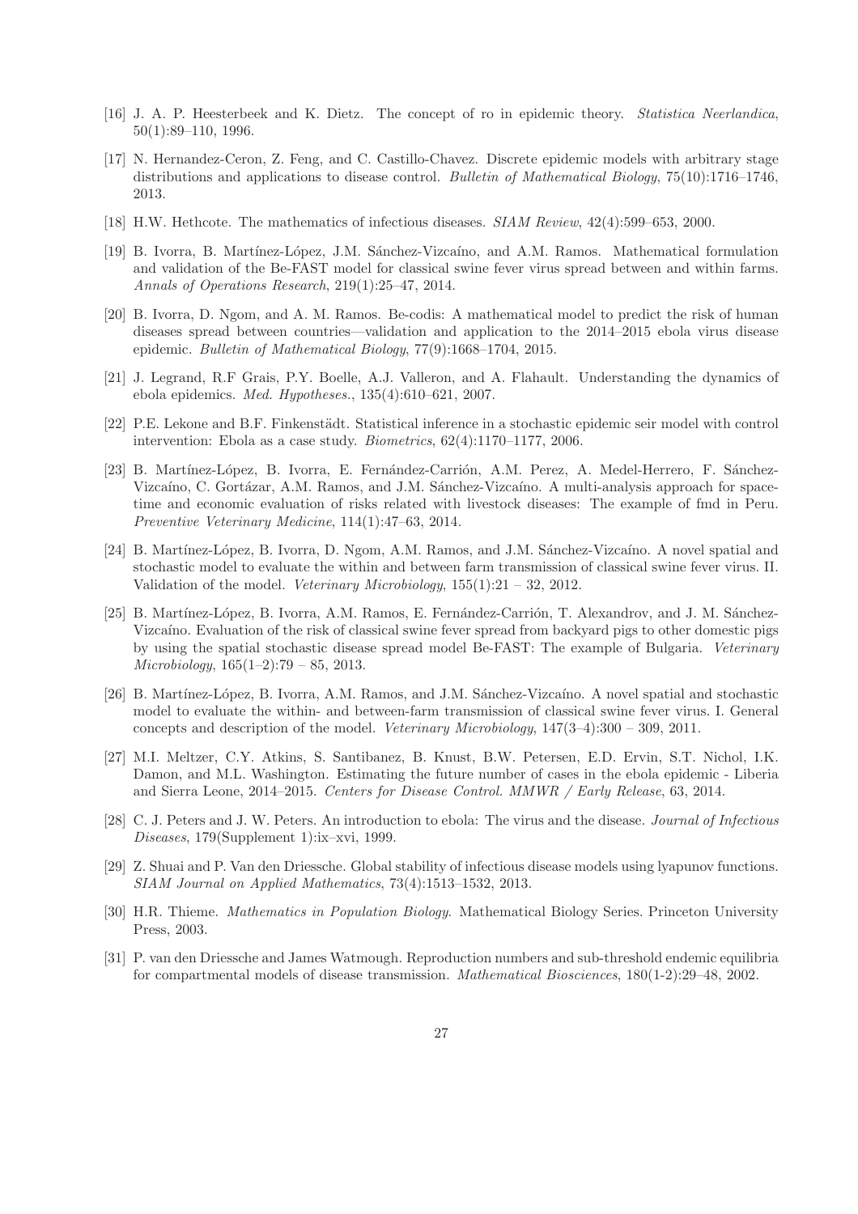[16] J. A. P. Heesterbeek and K. Dietz. The concept of ro in epidemic theory. *Statistica Neerlandica*, 50(1):89–110, 1996.

[17] N. Hernandez-Ceron, Z. Feng, and C. Castillo-Chavez. Discrete epidemic models with arbitrary stage distributions and applications to disease control. *Bulletin of Mathematical Biology*, 75(10):1716–1746, 2013.

[18] H.W. Hethcote. The mathematics of infectious diseases. *SIAM Review*, 42(4):599–653, 2000.

[19] B. Ivorra, B. Martínez-López, J.M. Sánchez-Vizcaíno, and A.M. Ramos. Mathematical formulation and validation of the Be-FAST model for classical swine fever virus spread between and within farms. *Annals of Operations Research*, 219(1):25–47, 2014.

[20] B. Ivorra, D. Ngom, and A. M. Ramos. Be-codis: A mathematical model to predict the risk of human diseases spread between countries—validation and application to the 2014–2015 ebola virus disease epidemic. *Bulletin of Mathematical Biology*, 77(9):1668–1704, 2015.

[21] J. Legrand, R.F Grais, P.Y. Boelle, A.J. Valleron, and A. Flahault. Understanding the dynamics of ebola epidemics. *Med. Hypotheses.*, 135(4):610–621, 2007.

[22] P.E. Lekone and B.F. Finkenstädt. Statistical inference in a stochastic epidemic seir model with control intervention: Ebola as a case study. *Biometrics*, 62(4):1170–1177, 2006.

[23] B. Martínez-López, B. Ivorra, E. Fernández-Carrión, A.M. Perez, A. Medel-Herrero, F. Sánchez-Vizcaíno, C. Gortázar, A.M. Ramos, and J.M. Sánchez-Vizcaíno. A multi-analysis approach for space-time and economic evaluation of risks related with livestock diseases: The example of fmd in Peru. *Preventive Veterinary Medicine*, 114(1):47–63, 2014.

[24] B. Martínez-López, B. Ivorra, D. Ngom, A.M. Ramos, and J.M. Sánchez-Vizcaíno. A novel spatial and stochastic model to evaluate the within and between farm transmission of classical swine fever virus. II. Validation of the model. *Veterinary Microbiology*, 155(1):21 – 32, 2012.

[25] B. Martínez-López, B. Ivorra, A.M. Ramos, E. Fernández-Carrión, T. Alexandrov, and J. M. Sánchez-Vizcaíno. Evaluation of the risk of classical swine fever spread from backyard pigs to other domestic pigs by using the spatial stochastic disease spread model Be-FAST: The example of Bulgaria. *Veterinary Microbiology*, 165(1–2):79 – 85, 2013.

[26] B. Martínez-López, B. Ivorra, A.M. Ramos, and J.M. Sánchez-Vizcaíno. A novel spatial and stochastic model to evaluate the within- and between-farm transmission of classical swine fever virus. I. General concepts and description of the model. *Veterinary Microbiology*, 147(3–4):300 – 309, 2011.

[27] M.I. Meltzer, C.Y. Atkins, S. Santibanez, B. Knust, B.W. Petersen, E.D. Ervin, S.T. Nichol, I.K. Damon, and M.L. Washington. Estimating the future number of cases in the ebola epidemic - Liberia and Sierra Leone, 2014–2015. *Centers for Disease Control. MMWR / Early Release*, 63, 2014.

[28] C. J. Peters and J. W. Peters. An introduction to ebola: The virus and the disease. *Journal of Infectious Diseases*, 179(Supplement 1):ix–xvi, 1999.

[29] Z. Shuai and P. Van den Driessche. Global stability of infectious disease models using lyapunov functions. *SIAM Journal on Applied Mathematics*, 73(4):1513–1532, 2013.

[30] H.R. Thieme. *Mathematics in Population Biology*. Mathematical Biology Series. Princeton University Press, 2003.

[31] P. van den Driessche and James Watmough. Reproduction numbers and sub-threshold endemic equilibria for compartmental models of disease transmission. *Mathematical Biosciences*, 180(1-2):29–48, 2002.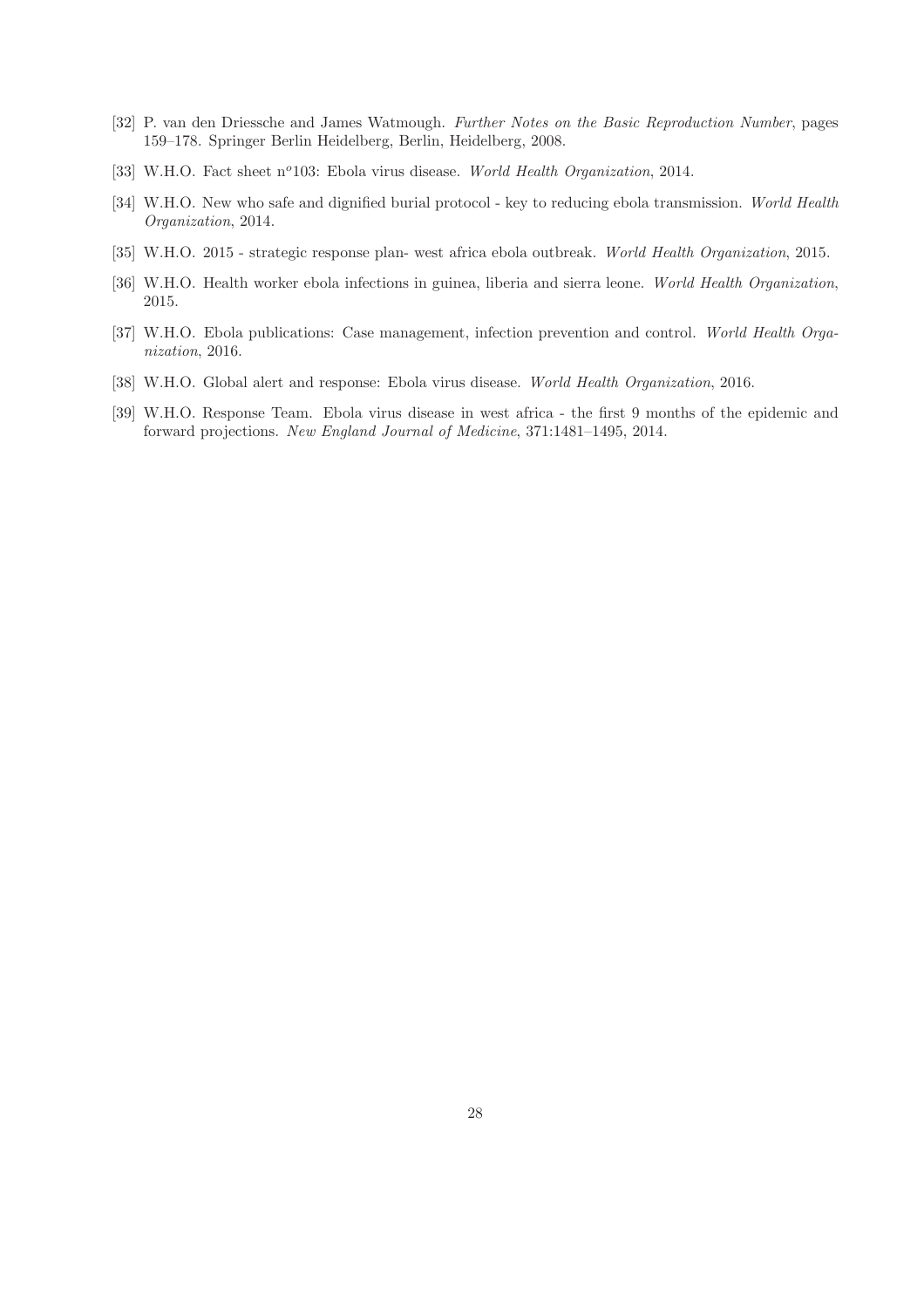[32] P. van den Driessche and James Watmough. *Further Notes on the Basic Reproduction Number*, pages 159–178. Springer Berlin Heidelberg, Berlin, Heidelberg, 2008.

[33] W.H.O. Fact sheet n$^{o}$103: Ebola virus disease. *World Health Organization*, 2014.

[34] W.H.O. New who safe and dignified burial protocol - key to reducing ebola transmission. *World Health Organization*, 2014.

[35] W.H.O. 2015 - strategic response plan- west africa ebola outbreak. *World Health Organization*, 2015.

[36] W.H.O. Health worker ebola infections in guinea, liberia and sierra leone. *World Health Organization*, 2015.

[37] W.H.O. Ebola publications: Case management, infection prevention and control. *World Health Organization*, 2016.

[38] W.H.O. Global alert and response: Ebola virus disease. *World Health Organization*, 2016.

[39] W.H.O. Response Team. Ebola virus disease in west africa - the first 9 months of the epidemic and forward projections. *New England Journal of Medicine*, 371:1481–1495, 2014.